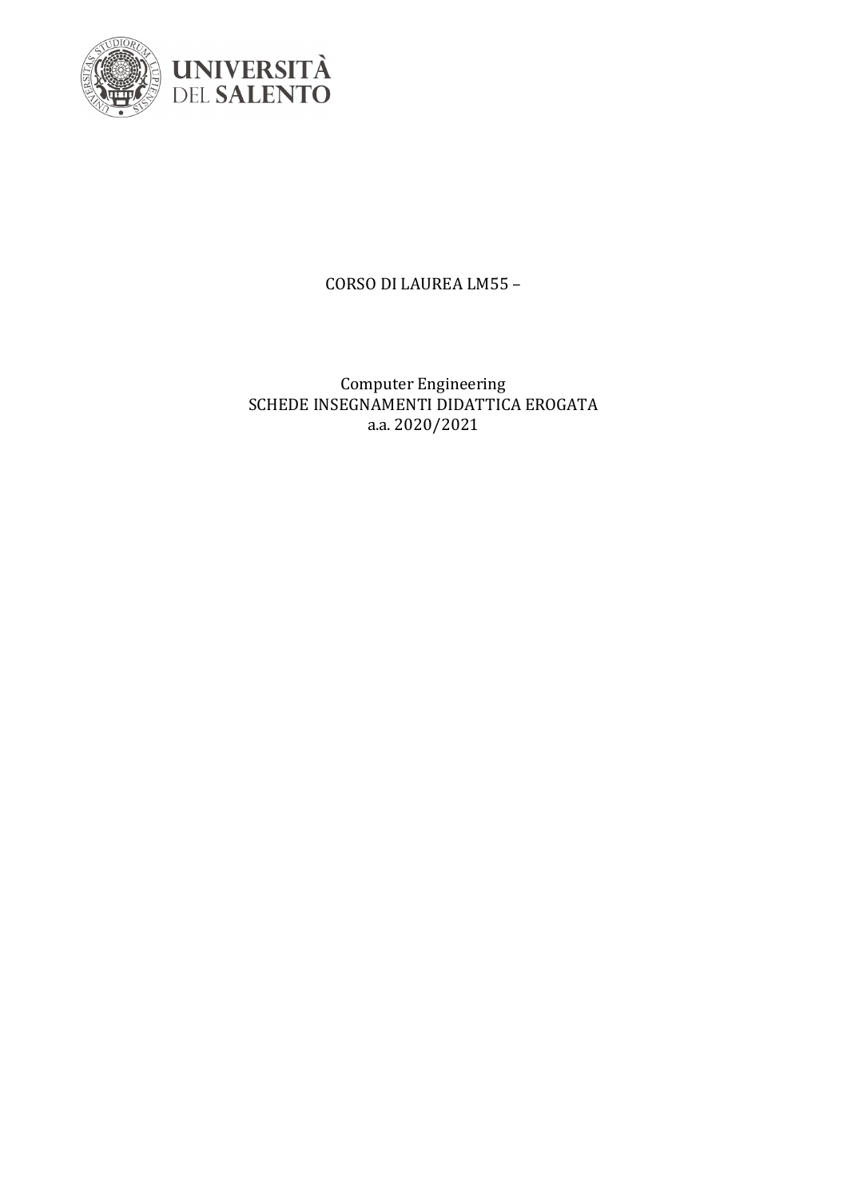UNIVERSITÀ DEL SALENTO

CORSO DI LAUREA LM55 –

Computer Engineering

SCHEDE INSEGNAMENTI DIDATTICA EROGATA

a.a. 2020/2021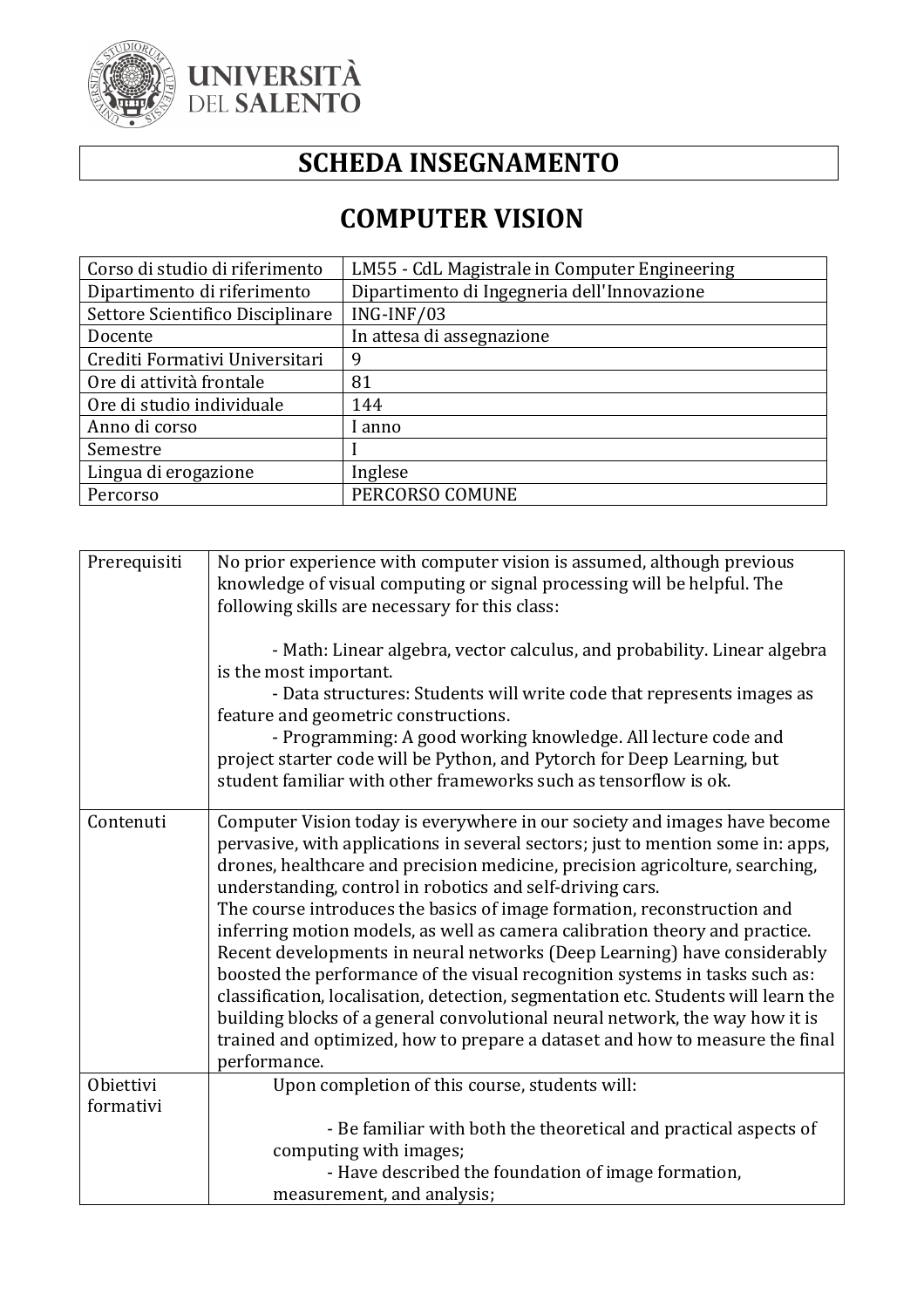# SCHEDA INSEGNAMENTO

# COMPUTER VISION

| Corso di studio di riferimento | LM55 - CdL Magistrale in Computer Engineering |
|---|---|
| Dipartimento di riferimento | Dipartimento di Ingegneria dell'Innovazione |
| Settore Scientifico Disciplinare | ING-INF/03 |
| Docente | In attesa di assegnazione |
| Crediti Formativi Universitari | 9 |
| Ore di attività frontale | 81 |
| Ore di studio individuale | 144 |
| Anno di corso | I anno |
| Semestre | I |
| Lingua di erogazione | Inglese |
| Percorso | PERCORSO COMUNE |

| | |
|---|---|
| Prerequisiti | No prior experience with computer vision is assumed, although previous knowledge of visual computing or signal processing will be helpful. The following skills are necessary for this class:<br><br>- Math: Linear algebra, vector calculus, and probability. Linear algebra is the most important.<br>- Data structures: Students will write code that represents images as feature and geometric constructions.<br>- Programming: A good working knowledge. All lecture code and project starter code will be Python, and Pytorch for Deep Learning, but student familiar with other frameworks such as tensorflow is ok. |
| Contenuti | Computer Vision today is everywhere in our society and images have become pervasive, with applications in several sectors; just to mention some in: apps, drones, healthcare and precision medicine, precision agricolture, searching, understanding, control in robotics and self-driving cars.<br>The course introduces the basics of image formation, reconstruction and inferring motion models, as well as camera calibration theory and practice. Recent developments in neural networks (Deep Learning) have considerably boosted the performance of the visual recognition systems in tasks such as: classification, localisation, detection, segmentation etc. Students will learn the building blocks of a general convolutional neural network, the way how it is trained and optimized, how to prepare a dataset and how to measure the final performance. |
| Obiettivi formativi | Upon completion of this course, students will:<br><br>- Be familiar with both the theoretical and practical aspects of computing with images;<br>- Have described the foundation of image formation, measurement, and analysis; |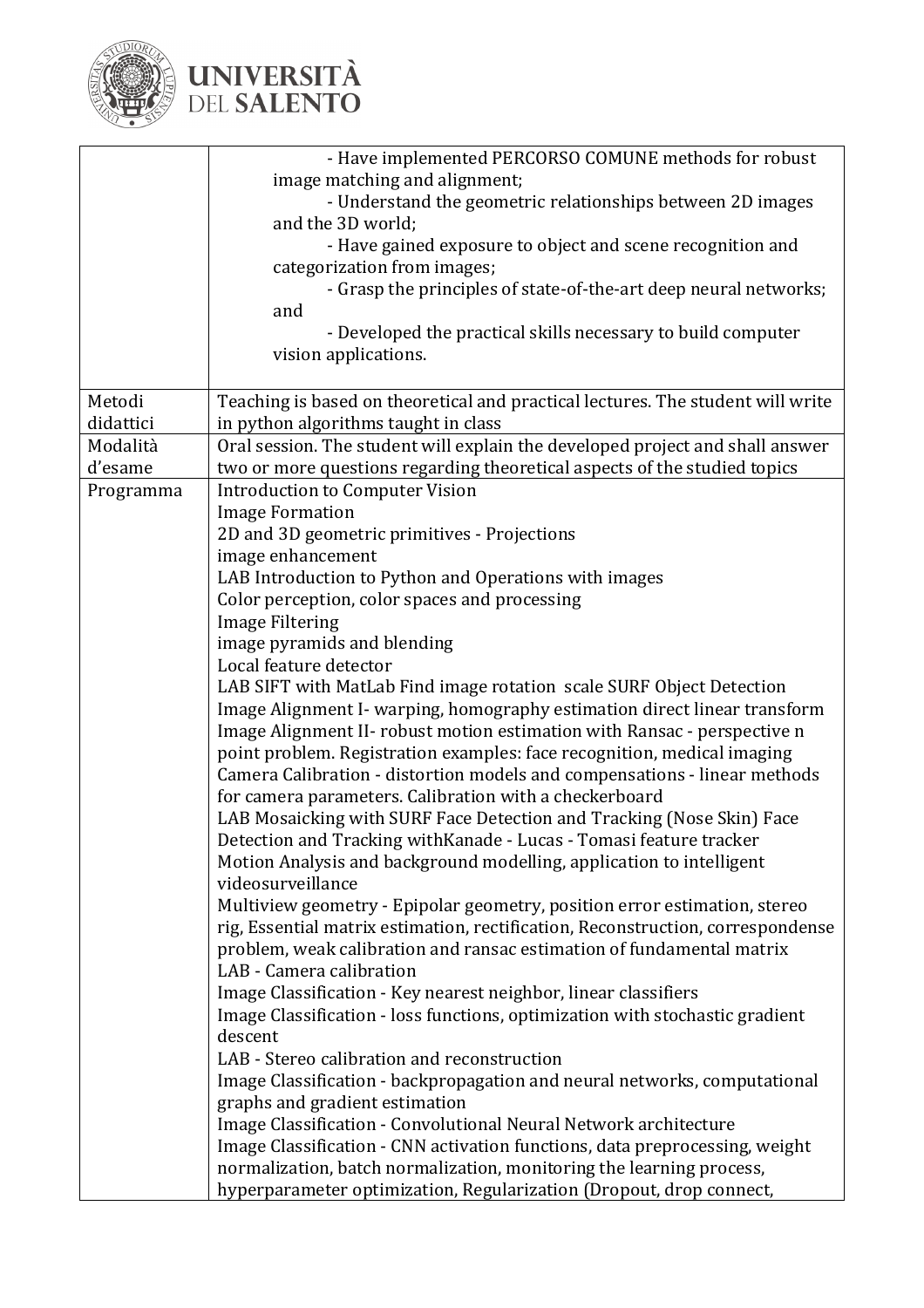| | |
|---|---|
| | - Have implemented PERCORSO COMUNE methods for robust image matching and alignment;<br>- Understand the geometric relationships between 2D images and the 3D world;<br>- Have gained exposure to object and scene recognition and categorization from images;<br>- Grasp the principles of state-of-the-art deep neural networks; and<br>- Developed the practical skills necessary to build computer vision applications. |
| Metodi didattici | Teaching is based on theoretical and practical lectures. The student will write in python algorithms taught in class |
| Modalità d'esame | Oral session. The student will explain the developed project and shall answer two or more questions regarding theoretical aspects of the studied topics |
| Programma | Introduction to Computer Vision<br>Image Formation<br>2D and 3D geometric primitives - Projections<br>image enhancement<br>LAB Introduction to Python and Operations with images<br>Color perception, color spaces and processing<br>Image Filtering<br>image pyramids and blending<br>Local feature detector<br>LAB SIFT with MatLab Find image rotation scale SURF Object Detection<br>Image Alignment I- warping, homography estimation direct linear transform<br>Image Alignment II- robust motion estimation with Ransac - perspective n point problem. Registration examples: face recognition, medical imaging<br>Camera Calibration - distortion models and compensations - linear methods for camera parameters. Calibration with a checkerboard<br>LAB Mosaicking with SURF Face Detection and Tracking (Nose Skin) Face Detection and Tracking withKanade - Lucas - Tomasi feature tracker<br>Motion Analysis and background modelling, application to intelligent videosurveillance<br>Multiview geometry - Epipolar geometry, position error estimation, stereo rig, Essential matrix estimation, rectification, Reconstruction, correspondense problem, weak calibration and ransac estimation of fundamental matrix<br>LAB - Camera calibration<br>Image Classification - Key nearest neighbor, linear classifiers<br>Image Classification - loss functions, optimization with stochastic gradient descent<br>LAB - Stereo calibration and reconstruction<br>Image Classification - backpropagation and neural networks, computational graphs and gradient estimation<br>Image Classification - Convolutional Neural Network architecture<br>Image Classification - CNN activation functions, data preprocessing, weight normalization, batch normalization, monitoring the learning process, hyperparameter optimization, Regularization (Dropout, drop connect, |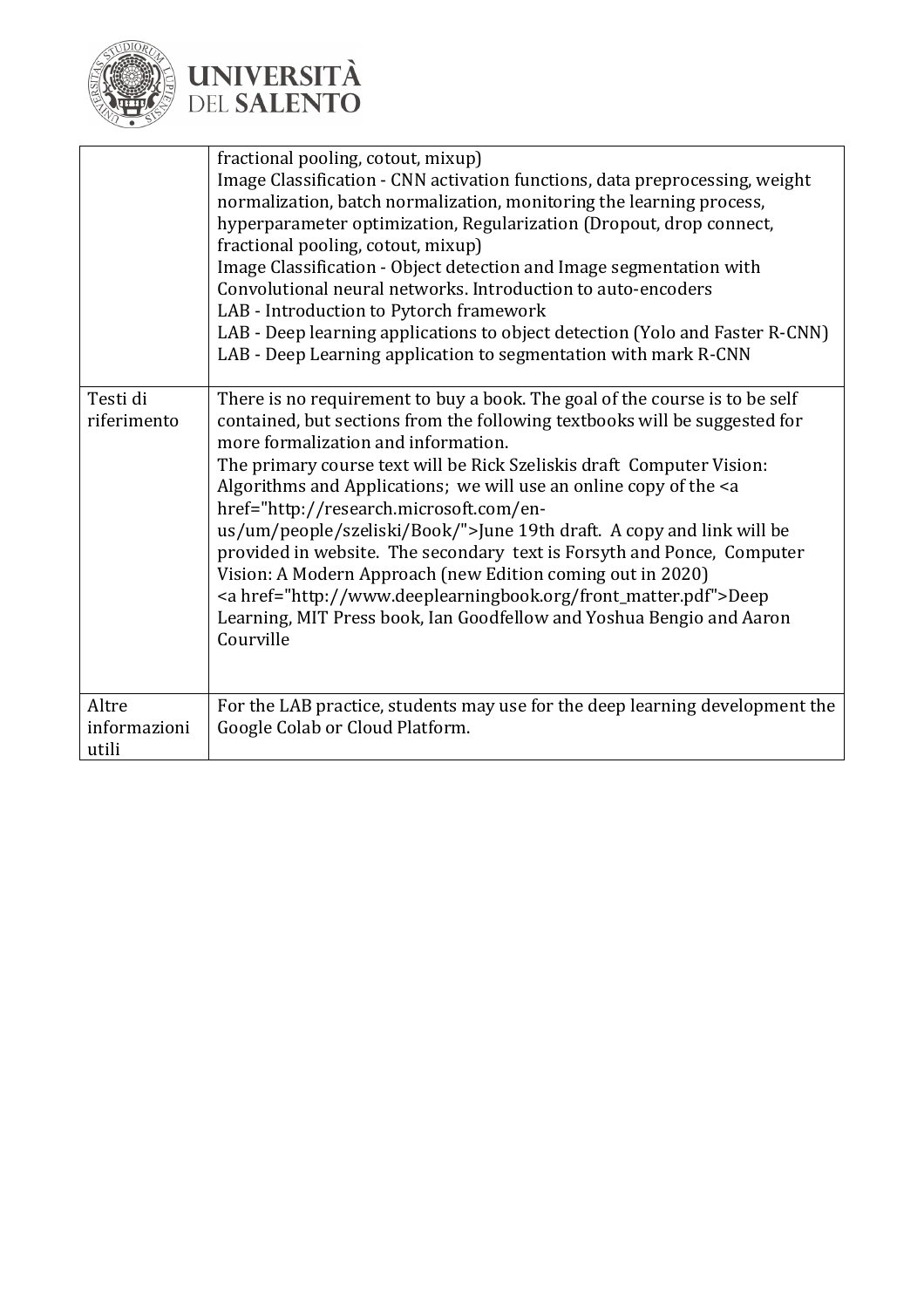| | |
|---|---|
| | fractional pooling, cotout, mixup)<br>Image Classification - CNN activation functions, data preprocessing, weight normalization, batch normalization, monitoring the learning process, hyperparameter optimization, Regularization (Dropout, drop connect, fractional pooling, cotout, mixup)<br>Image Classification - Object detection and Image segmentation with Convolutional neural networks. Introduction to auto-encoders<br>LAB - Introduction to Pytorch framework<br>LAB - Deep learning applications to object detection (Yolo and Faster R-CNN)<br>LAB - Deep Learning application to segmentation with mark R-CNN |
| Testi di riferimento | There is no requirement to buy a book. The goal of the course is to be self contained, but sections from the following textbooks will be suggested for more formalization and information.<br>The primary course text will be Rick Szeliskis draft Computer Vision: Algorithms and Applications; we will use an online copy of the <a href="http://research.microsoft.com/en-us/um/people/szeliski/Book/">June 19th draft. A copy and link will be provided in website. The secondary text is Forsyth and Ponce, Computer Vision: A Modern Approach (new Edition coming out in 2020)<br><a href="http://www.deeplearningbook.org/front_matter.pdf">Deep Learning, MIT Press book, Ian Goodfellow and Yoshua Bengio and Aaron Courville |
| Altre informazioni utili | For the LAB practice, students may use for the deep learning development the Google Colab or Cloud Platform. |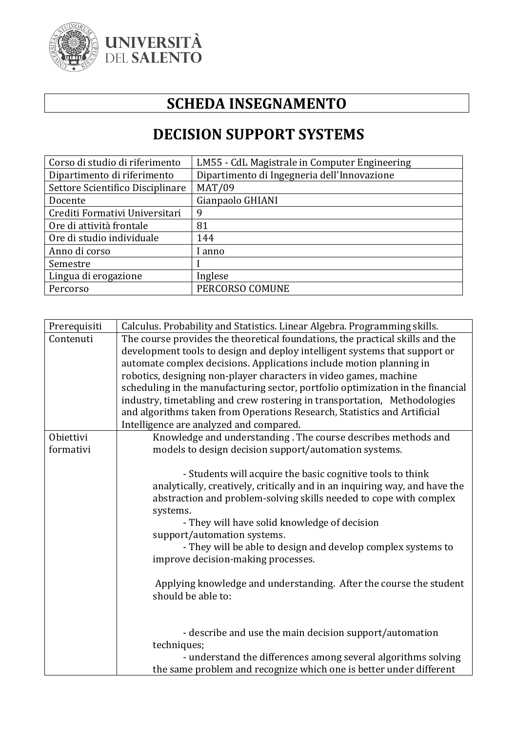# SCHEDA INSEGNAMENTO

# DECISION SUPPORT SYSTEMS

| | |
|---|---|
| Corso di studio di riferimento | LM55 - CdL Magistrale in Computer Engineering |
| Dipartimento di riferimento | Dipartimento di Ingegneria dell'Innovazione |
| Settore Scientifico Disciplinare | MAT/09 |
| Docente | Gianpaolo GHIANI |
| Crediti Formativi Universitari | 9 |
| Ore di attività frontale | 81 |
| Ore di studio individuale | 144 |
| Anno di corso | I anno |
| Semestre | I |
| Lingua di erogazione | Inglese |
| Percorso | PERCORSO COMUNE |

| | |
|---|---|
| Prerequisiti | Calculus. Probability and Statistics. Linear Algebra. Programming skills. |
| Contenuti | The course provides the theoretical foundations, the practical skills and the development tools to design and deploy intelligent systems that support or automate complex decisions. Applications include motion planning in robotics, designing non-player characters in video games, machine scheduling in the manufacturing sector, portfolio optimization in the financial industry, timetabling and crew rostering in transportation, Methodologies and algorithms taken from Operations Research, Statistics and Artificial Intelligence are analyzed and compared. |
| Obiettivi formativi | Knowledge and understanding . The course describes methods and models to design decision support/automation systems.<br><br>- Students will acquire the basic cognitive tools to think analytically, creatively, critically and in an inquiring way, and have the abstraction and problem-solving skills needed to cope with complex systems.<br>- They will have solid knowledge of decision support/automation systems.<br>- They will be able to design and develop complex systems to improve decision-making processes.<br><br>Applying knowledge and understanding. After the course the student should be able to:<br><br>- describe and use the main decision support/automation techniques;<br>- understand the differences among several algorithms solving the same problem and recognize which one is better under different |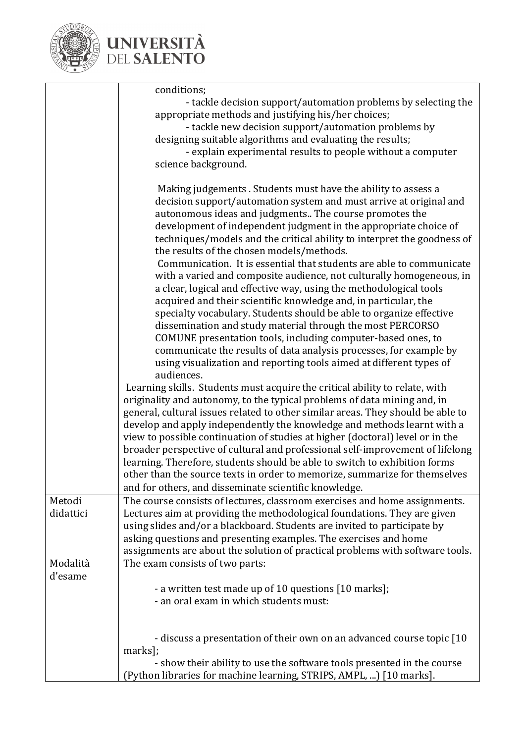| | |
|---|---|
| | conditions;<br>- tackle decision support/automation problems by selecting the appropriate methods and justifying his/her choices;<br>- tackle new decision support/automation problems by designing suitable algorithms and evaluating the results;<br>- explain experimental results to people without a computer science background.<br><br>Making judgements . Students must have the ability to assess a decision support/automation system and must arrive at original and autonomous ideas and judgments.. The course promotes the development of independent judgment in the appropriate choice of techniques/models and the critical ability to interpret the goodness of the results of the chosen models/methods.<br>Communication. It is essential that students are able to communicate with a varied and composite audience, not culturally homogeneous, in a clear, logical and effective way, using the methodological tools acquired and their scientific knowledge and, in particular, the specialty vocabulary. Students should be able to organize effective dissemination and study material through the most PERCORSO COMUNE presentation tools, including computer-based ones, to communicate the results of data analysis processes, for example by using visualization and reporting tools aimed at different types of audiences.<br>Learning skills. Students must acquire the critical ability to relate, with originality and autonomy, to the typical problems of data mining and, in general, cultural issues related to other similar areas. They should be able to develop and apply independently the knowledge and methods learnt with a view to possible continuation of studies at higher (doctoral) level or in the broader perspective of cultural and professional self-improvement of lifelong learning. Therefore, students should be able to switch to exhibition forms other than the source texts in order to memorize, summarize for themselves and for others, and disseminate scientific knowledge. |
| Metodi didattici | The course consists of lectures, classroom exercises and home assignments. Lectures aim at providing the methodological foundations. They are given using slides and/or a blackboard. Students are invited to participate by asking questions and presenting examples. The exercises and home assignments are about the solution of practical problems with software tools. |
| Modalità d'esame | The exam consists of two parts:<br><br>- a written test made up of 10 questions [10 marks];<br>- an oral exam in which students must:<br><br>- discuss a presentation of their own on an advanced course topic [10 marks];<br>- show their ability to use the software tools presented in the course (Python libraries for machine learning, STRIPS, AMPL, ...) [10 marks]. |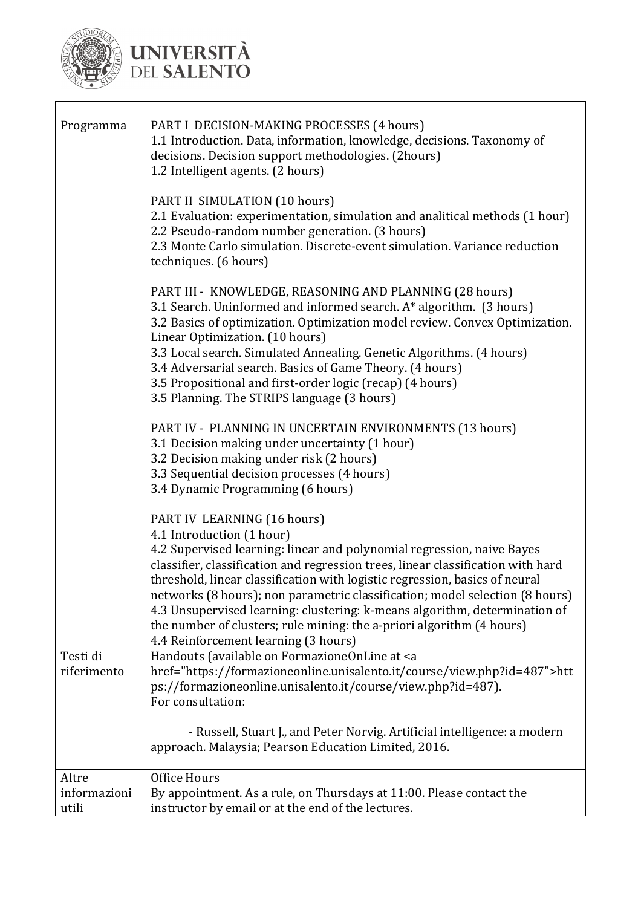| | |
|---|---|
| Programma | PART I DECISION-MAKING PROCESSES (4 hours)<br>1.1 Introduction. Data, information, knowledge, decisions. Taxonomy of decisions. Decision support methodologies. (2hours)<br>1.2 Intelligent agents. (2 hours)<br><br>PART II SIMULATION (10 hours)<br>2.1 Evaluation: experimentation, simulation and analitical methods (1 hour)<br>2.2 Pseudo-random number generation. (3 hours)<br>2.3 Monte Carlo simulation. Discrete-event simulation. Variance reduction techniques. (6 hours)<br><br>PART III - KNOWLEDGE, REASONING AND PLANNING (28 hours)<br>3.1 Search. Uninformed and informed search. A* algorithm. (3 hours)<br>3.2 Basics of optimization. Optimization model review. Convex Optimization. Linear Optimization. (10 hours)<br>3.3 Local search. Simulated Annealing. Genetic Algorithms. (4 hours)<br>3.4 Adversarial search. Basics of Game Theory. (4 hours)<br>3.5 Propositional and first-order logic (recap) (4 hours)<br>3.5 Planning. The STRIPS language (3 hours)<br><br>PART IV - PLANNING IN UNCERTAIN ENVIRONMENTS (13 hours)<br>3.1 Decision making under uncertainty (1 hour)<br>3.2 Decision making under risk (2 hours)<br>3.3 Sequential decision processes (4 hours)<br>3.4 Dynamic Programming (6 hours)<br><br>PART IV LEARNING (16 hours)<br>4.1 Introduction (1 hour)<br>4.2 Supervised learning: linear and polynomial regression, naive Bayes classifier, classification and regression trees, linear classification with hard threshold, linear classification with logistic regression, basics of neural networks (8 hours); non parametric classification; model selection (8 hours)<br>4.3 Unsupervised learning: clustering: k-means algorithm, determination of the number of clusters; rule mining: the a-priori algorithm (4 hours)<br>4.4 Reinforcement learning (3 hours) |
| Testi di riferimento | Handouts (available on FormazioneOnLine at <a href="https://formazioneonline.unisalento.it/course/view.php?id=487">https://formazioneonline.unisalento.it/course/view.php?id=487).<br>For consultation:<br><br>- Russell, Stuart J., and Peter Norvig. Artificial intelligence: a modern approach. Malaysia; Pearson Education Limited, 2016. |
| Altre informazioni utili | Office Hours<br>By appointment. As a rule, on Thursdays at 11:00. Please contact the instructor by email or at the end of the lectures. |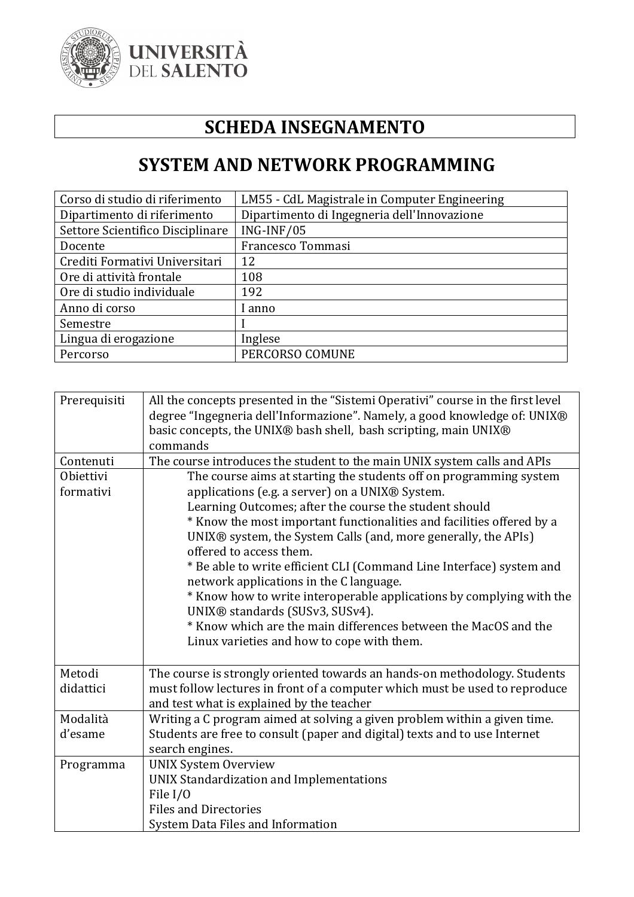## SCHEDA INSEGNAMENTO

## SYSTEM AND NETWORK PROGRAMMING

| | |
|---|---|
| Corso di studio di riferimento | LM55 - CdL Magistrale in Computer Engineering |
| Dipartimento di riferimento | Dipartimento di Ingegneria dell'Innovazione |
| Settore Scientifico Disciplinare | ING-INF/05 |
| Docente | Francesco Tommasi |
| Crediti Formativi Universitari | 12 |
| Ore di attività frontale | 108 |
| Ore di studio individuale | 192 |
| Anno di corso | I anno |
| Semestre | I |
| Lingua di erogazione | Inglese |
| Percorso | PERCORSO COMUNE |

| | |
|---|---|
| Prerequisiti | All the concepts presented in the “Sistemi Operativi” course in the first level degree “Ingegneria dell'Informazione”. Namely, a good knowledge of: UNIX® basic concepts, the UNIX® bash shell, bash scripting, main UNIX® commands |
| Contenuti | The course introduces the student to the main UNIX system calls and APIs |
| Obiettivi formativi | The course aims at starting the students off on programming system applications (e.g. a server) on a UNIX® System.<br>Learning Outcomes; after the course the student should<br>* Know the most important functionalities and facilities offered by a UNIX® system, the System Calls (and, more generally, the APIs) offered to access them.<br>* Be able to write efficient CLI (Command Line Interface) system and network applications in the C language.<br>* Know how to write interoperable applications by complying with the UNIX® standards (SUSv3, SUSv4).<br>* Know which are the main differences between the MacOS and the Linux varieties and how to cope with them. |
| Metodi didattici | The course is strongly oriented towards an hands-on methodology. Students must follow lectures in front of a computer which must be used to reproduce and test what is explained by the teacher |
| Modalità d’esame | Writing a C program aimed at solving a given problem within a given time. Students are free to consult (paper and digital) texts and to use Internet search engines. |
| Programma | UNIX System Overview<br>UNIX Standardization and Implementations<br>File I/O<br>Files and Directories<br>System Data Files and Information |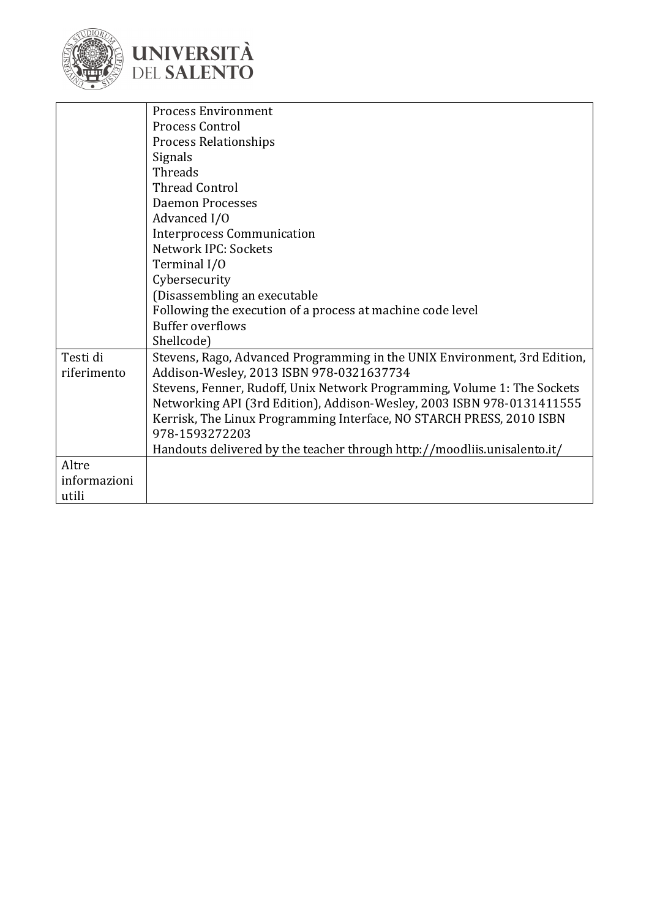| | |
|---|---|
| | Process Environment<br>Process Control<br>Process Relationships<br>Signals<br>Threads<br>Thread Control<br>Daemon Processes<br>Advanced I/O<br>Interprocess Communication<br>Network IPC: Sockets<br>Terminal I/O<br>Cybersecurity<br>(Disassembling an executable<br>Following the execution of a process at machine code level<br>Buffer overflows<br>Shellcode) |
| Testi di riferimento | Stevens, Rago, Advanced Programming in the UNIX Environment, 3rd Edition, Addison-Wesley, 2013 ISBN 978-0321637734<br>Stevens, Fenner, Rudoff, Unix Network Programming, Volume 1: The Sockets Networking API (3rd Edition), Addison-Wesley, 2003 ISBN 978-0131411555<br>Kerrisk, The Linux Programming Interface, NO STARCH PRESS, 2010 ISBN 978-1593272203<br>Handouts delivered by the teacher through http://moodliis.unisalento.it/ |
| Altre informazioni utili | |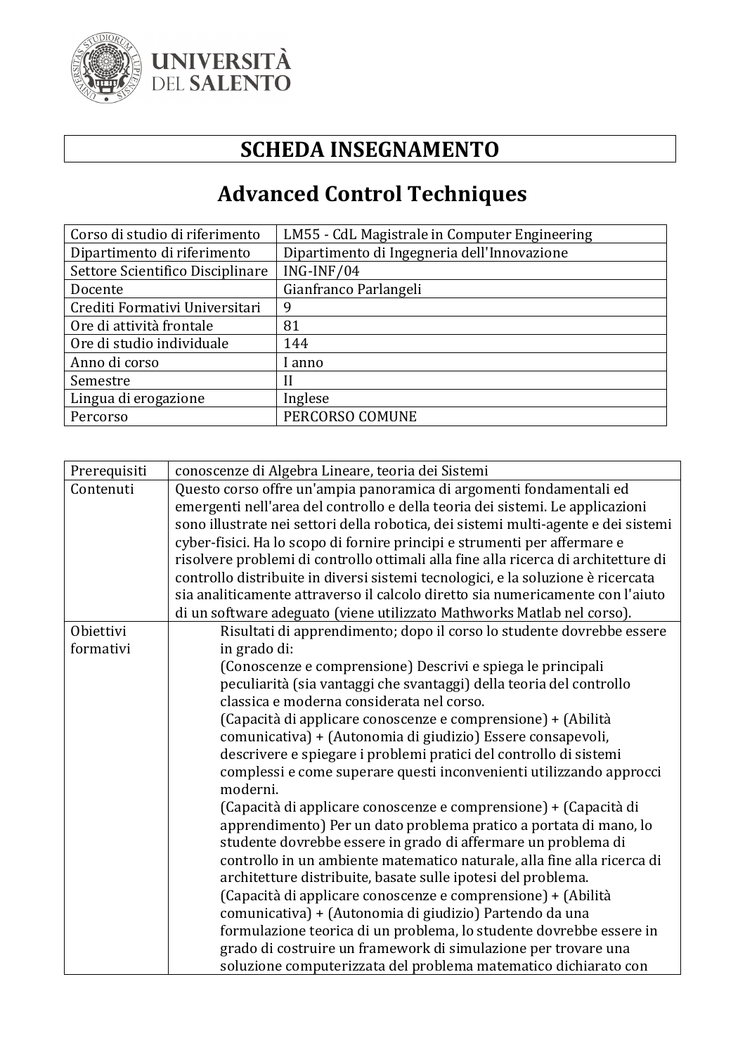# SCHEDA INSEGNAMENTO

## Advanced Control Techniques

| Corso di studio di riferimento | LM55 - CdL Magistrale in Computer Engineering |
|---|---|
| Dipartimento di riferimento | Dipartimento di Ingegneria dell'Innovazione |
| Settore Scientifico Disciplinare | ING-INF/04 |
| Docente | Gianfranco Parlangeli |
| Crediti Formativi Universitari | 9 |
| Ore di attività frontale | 81 |
| Ore di studio individuale | 144 |
| Anno di corso | I anno |
| Semestre | II |
| Lingua di erogazione | Inglese |
| Percorso | PERCORSO COMUNE |

| Prerequisiti | conoscenze di Algebra Lineare, teoria dei Sistemi |
|---|---|
| Contenuti | Questo corso offre un'ampia panoramica di argomenti fondamentali ed emergenti nell'area del controllo e della teoria dei sistemi. Le applicazioni sono illustrate nei settori della robotica, dei sistemi multi-agente e dei sistemi cyber-fisici. Ha lo scopo di fornire principi e strumenti per affermare e risolvere problemi di controllo ottimali alla fine alla ricerca di architetture di controllo distribuite in diversi sistemi tecnologici, e la soluzione è ricercata sia analiticamente attraverso il calcolo diretto sia numericamente con l'aiuto di un software adeguato (viene utilizzato Mathworks Matlab nel corso). |
| Obiettivi formativi | Risultati di apprendimento; dopo il corso lo studente dovrebbe essere in grado di:<br>(Conoscenze e comprensione) Descrivi e spiega le principali peculiarità (sia vantaggi che svantaggi) della teoria del controllo classica e moderna considerata nel corso.<br>(Capacità di applicare conoscenze e comprensione) + (Abilità comunicativa) + (Autonomia di giudizio) Essere consapevoli, descrivere e spiegare i problemi pratici del controllo di sistemi complessi e come superare questi inconvenienti utilizzando approcci moderni.<br>(Capacità di applicare conoscenze e comprensione) + (Capacità di apprendimento) Per un dato problema pratico a portata di mano, lo studente dovrebbe essere in grado di affermare un problema di controllo in un ambiente matematico naturale, alla fine alla ricerca di architetture distribuite, basate sulle ipotesi del problema.<br>(Capacità di applicare conoscenze e comprensione) + (Abilità comunicativa) + (Autonomia di giudizio) Partendo da una formulazione teorica di un problema, lo studente dovrebbe essere in grado di costruire un framework di simulazione per trovare una soluzione computerizzata del problema matematico dichiarato con |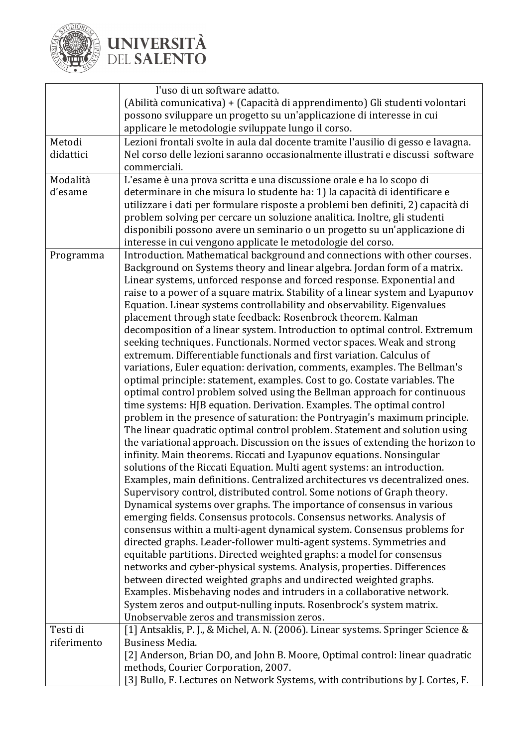| | |
|---|---|
| | l'uso di un software adatto.<br>(Abilità comunicativa) + (Capacità di apprendimento) Gli studenti volontari possono sviluppare un progetto su un'applicazione di interesse in cui applicare le metodologie sviluppate lungo il corso. |
| Metodi didattici | Lezioni frontali svolte in aula dal docente tramite l'ausilio di gesso e lavagna. Nel corso delle lezioni saranno occasionalmente illustrati e discussi software commerciali. |
| Modalità d'esame | L'esame è una prova scritta e una discussione orale e ha lo scopo di determinare in che misura lo studente ha: 1) la capacità di identificare e utilizzare i dati per formulare risposte a problemi ben definiti, 2) capacità di problem solving per cercare un soluzione analitica. Inoltre, gli studenti disponibili possono avere un seminario o un progetto su un'applicazione di interesse in cui vengono applicate le metodologie del corso. |
| Programma | Introduction. Mathematical background and connections with other courses. Background on Systems theory and linear algebra. Jordan form of a matrix. Linear systems, unforced response and forced response. Exponential and raise to a power of a square matrix. Stability of a linear system and Lyapunov Equation. Linear systems controllability and observability. Eigenvalues placement through state feedback: Rosenbrock theorem. Kalman decomposition of a linear system. Introduction to optimal control. Extremum seeking techniques. Functionals. Normed vector spaces. Weak and strong extremum. Differentiable functionals and first variation. Calculus of variations, Euler equation: derivation, comments, examples. The Bellman's optimal principle: statement, examples. Cost to go. Costate variables. The optimal control problem solved using the Bellman approach for continuous time systems: HJB equation. Derivation. Examples. The optimal control problem in the presence of saturation: the Pontryagin's maximum principle. The linear quadratic optimal control problem. Statement and solution using the variational approach. Discussion on the issues of extending the horizon to infinity. Main theorems. Riccati and Lyapunov equations. Nonsingular solutions of the Riccati Equation. Multi agent systems: an introduction. Examples, main definitions. Centralized architectures vs decentralized ones. Supervisory control, distributed control. Some notions of Graph theory. Dynamical systems over graphs. The importance of consensus in various emerging fields. Consensus protocols. Consensus networks. Analysis of consensus within a multi-agent dynamical system. Consensus problems for directed graphs. Leader-follower multi-agent systems. Symmetries and equitable partitions. Directed weighted graphs: a model for consensus networks and cyber-physical systems. Analysis, properties. Differences between directed weighted graphs and undirected weighted graphs. Examples. Misbehaving nodes and intruders in a collaborative network. System zeros and output-nulling inputs. Rosenbrock's system matrix. Unobservable zeros and transmission zeros. |
| Testi di riferimento | [1] Antsaklis, P. J., & Michel, A. N. (2006). Linear systems. Springer Science & Business Media.<br>[2] Anderson, Brian DO, and John B. Moore, Optimal control: linear quadratic methods, Courier Corporation, 2007.<br>[3] Bullo, F. Lectures on Network Systems, with contributions by J. Cortes, F. |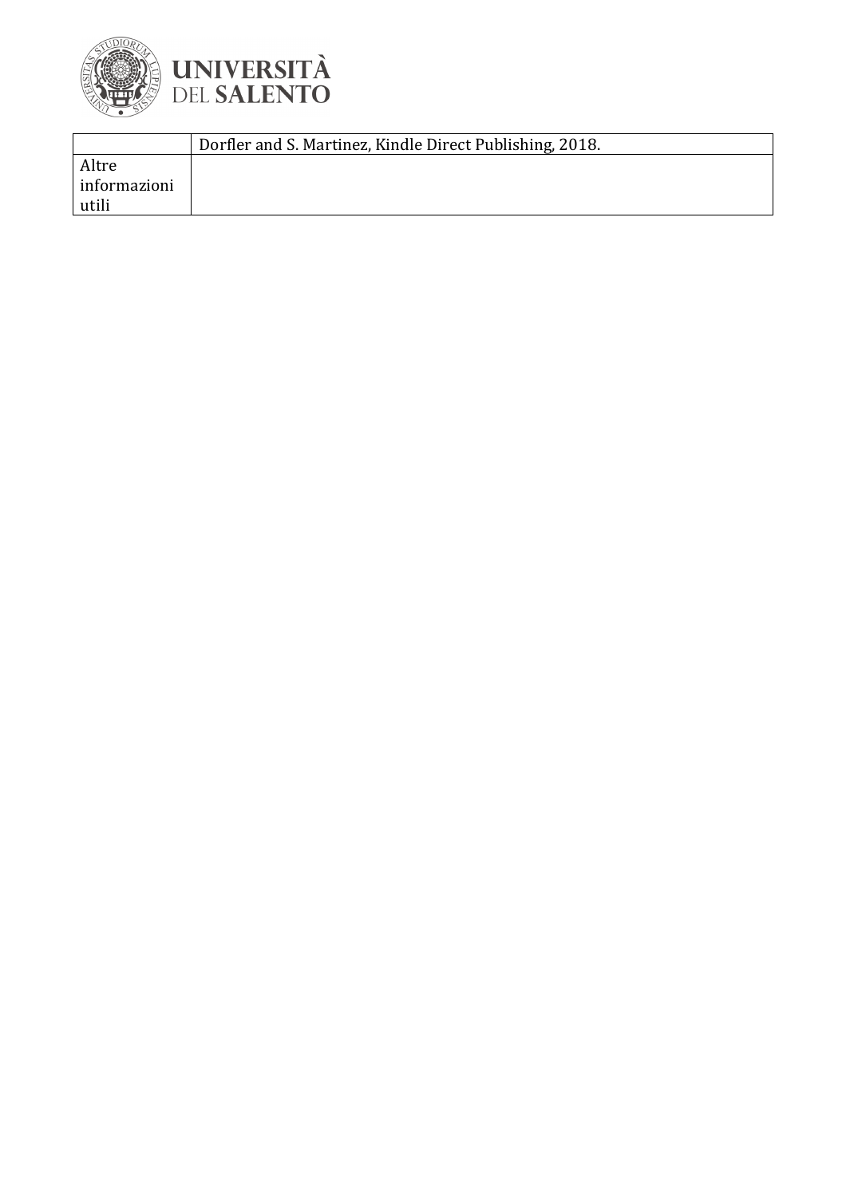| | |
|---|---|
| | Dorfler and S. Martinez, Kindle Direct Publishing, 2018. |
| Altre informazioni utili | |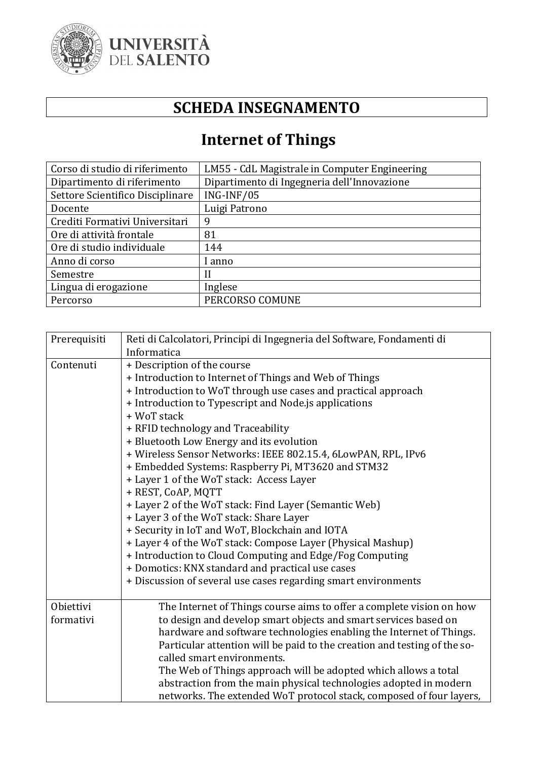# SCHEDA INSEGNAMENTO

## Internet of Things

| Corso di studio di riferimento | LM55 - CdL Magistrale in Computer Engineering |
|---|---|
| Dipartimento di riferimento | Dipartimento di Ingegneria dell'Innovazione |
| Settore Scientifico Disciplinare | ING-INF/05 |
| Docente | Luigi Patrono |
| Crediti Formativi Universitari | 9 |
| Ore di attività frontale | 81 |
| Ore di studio individuale | 144 |
| Anno di corso | I anno |
| Semestre | II |
| Lingua di erogazione | Inglese |
| Percorso | PERCORSO COMUNE |

| Prerequisiti | Reti di Calcolatori, Principi di Ingegneria del Software, Fondamenti di Informatica |
|---|---|
| Contenuti | + Description of the course<br>+ Introduction to Internet of Things and Web of Things<br>+ Introduction to WoT through use cases and practical approach<br>+ Introduction to Typescript and Node.js applications<br>+ WoT stack<br>+ RFID technology and Traceability<br>+ Bluetooth Low Energy and its evolution<br>+ Wireless Sensor Networks: IEEE 802.15.4, 6LowPAN, RPL, IPv6<br>+ Embedded Systems: Raspberry Pi, MT3620 and STM32<br>+ Layer 1 of the WoT stack: Access Layer<br>+ REST, CoAP, MQTT<br>+ Layer 2 of the WoT stack: Find Layer (Semantic Web)<br>+ Layer 3 of the WoT stack: Share Layer<br>+ Security in IoT and WoT, Blockchain and IOTA<br>+ Layer 4 of the WoT stack: Compose Layer (Physical Mashup)<br>+ Introduction to Cloud Computing and Edge/Fog Computing<br>+ Domotics: KNX standard and practical use cases<br>+ Discussion of several use cases regarding smart environments |
| Obiettivi formativi | The Internet of Things course aims to offer a complete vision on how to design and develop smart objects and smart services based on hardware and software technologies enabling the Internet of Things. Particular attention will be paid to the creation and testing of the so-called smart environments.<br>The Web of Things approach will be adopted which allows a total abstraction from the main physical technologies adopted in modern networks. The extended WoT protocol stack, composed of four layers, |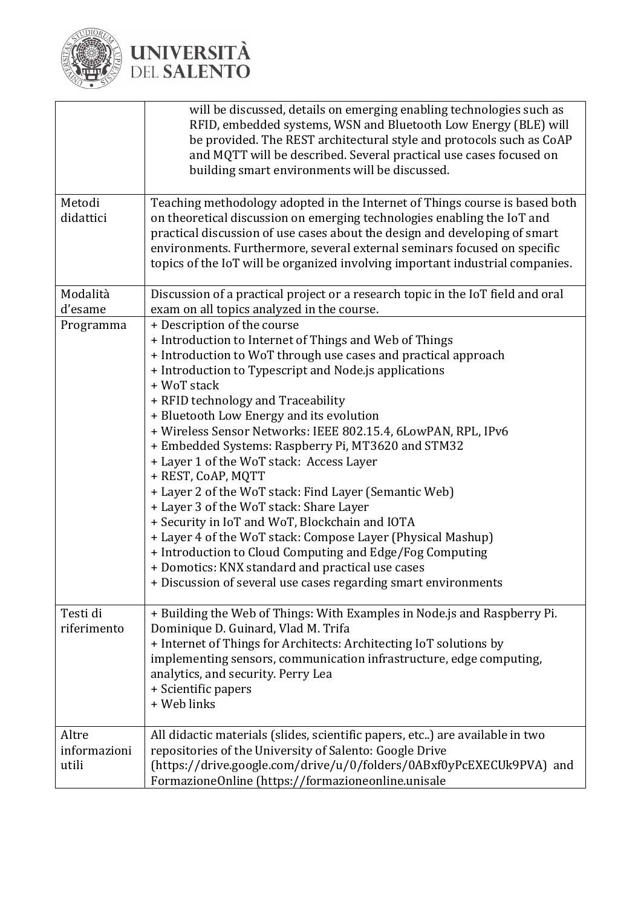| | |
|---|---|
| | will be discussed, details on emerging enabling technologies such as RFID, embedded systems, WSN and Bluetooth Low Energy (BLE) will be provided. The REST architectural style and protocols such as CoAP and MQTT will be described. Several practical use cases focused on building smart environments will be discussed. |
| Metodi didattici | Teaching methodology adopted in the Internet of Things course is based both on theoretical discussion on emerging technologies enabling the IoT and practical discussion of use cases about the design and developing of smart environments. Furthermore, several external seminars focused on specific topics of the IoT will be organized involving important industrial companies. |
| Modalità d'esame | Discussion of a practical project or a research topic in the IoT field and oral exam on all topics analyzed in the course. |
| Programma | + Description of the course<br>+ Introduction to Internet of Things and Web of Things<br>+ Introduction to WoT through use cases and practical approach<br>+ Introduction to Typescript and Node.js applications<br>+ WoT stack<br>+ RFID technology and Traceability<br>+ Bluetooth Low Energy and its evolution<br>+ Wireless Sensor Networks: IEEE 802.15.4, 6LowPAN, RPL, IPv6<br>+ Embedded Systems: Raspberry Pi, MT3620 and STM32<br>+ Layer 1 of the WoT stack: Access Layer<br>+ REST, CoAP, MQTT<br>+ Layer 2 of the WoT stack: Find Layer (Semantic Web)<br>+ Layer 3 of the WoT stack: Share Layer<br>+ Security in IoT and WoT, Blockchain and IOTA<br>+ Layer 4 of the WoT stack: Compose Layer (Physical Mashup)<br>+ Introduction to Cloud Computing and Edge/Fog Computing<br>+ Domotics: KNX standard and practical use cases<br>+ Discussion of several use cases regarding smart environments |
| Testi di riferimento | + Building the Web of Things: With Examples in Node.js and Raspberry Pi. Dominique D. Guinard, Vlad M. Trifa<br>+ Internet of Things for Architects: Architecting IoT solutions by implementing sensors, communication infrastructure, edge computing, analytics, and security. Perry Lea<br>+ Scientific papers<br>+ Web links |
| Altre informazioni utili | All didactic materials (slides, scientific papers, etc..) are available in two repositories of the University of Salento: Google Drive (https://drive.google.com/drive/u/0/folders/0ABxf0yPcEXECUk9PVA) and FormazioneOnline (https://formazioneonline.unisale |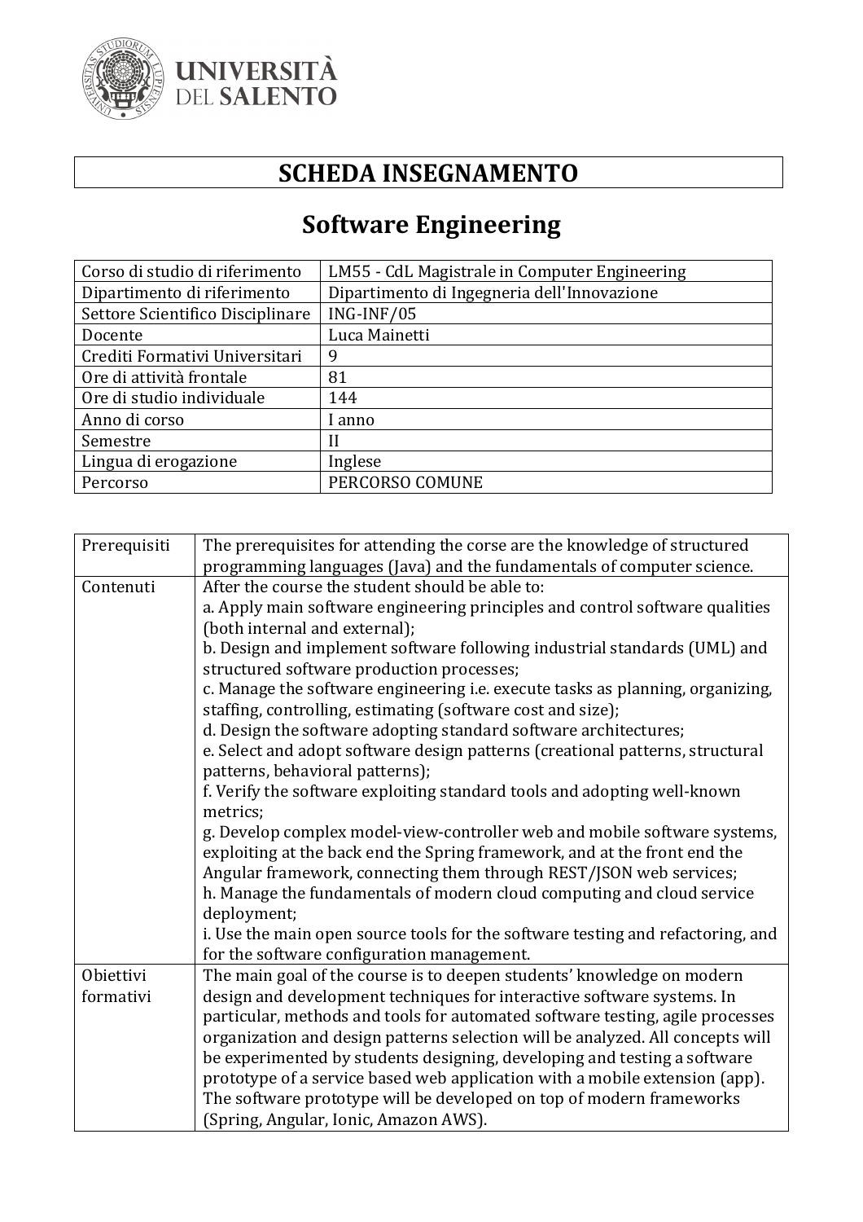**UNIVERSITÀ DEL SALENTO**

# SCHEDA INSEGNAMENTO

## Software Engineering

| Corso di studio di riferimento | LM55 - CdL Magistrale in Computer Engineering |
|---|---|
| Dipartimento di riferimento | Dipartimento di Ingegneria dell'Innovazione |
| Settore Scientifico Disciplinare | ING-INF/05 |
| Docente | Luca Mainetti |
| Crediti Formativi Universitari | 9 |
| Ore di attività frontale | 81 |
| Ore di studio individuale | 144 |
| Anno di corso | I anno |
| Semestre | II |
| Lingua di erogazione | Inglese |
| Percorso | PERCORSO COMUNE |

| | |
|---|---|
| Prerequisiti | The prerequisites for attending the corse are the knowledge of structured programming languages (Java) and the fundamentals of computer science. |
| Contenuti | After the course the student should be able to:<br>a. Apply main software engineering principles and control software qualities (both internal and external);<br>b. Design and implement software following industrial standards (UML) and structured software production processes;<br>c. Manage the software engineering i.e. execute tasks as planning, organizing, staffing, controlling, estimating (software cost and size);<br>d. Design the software adopting standard software architectures;<br>e. Select and adopt software design patterns (creational patterns, structural patterns, behavioral patterns);<br>f. Verify the software exploiting standard tools and adopting well-known metrics;<br>g. Develop complex model-view-controller web and mobile software systems, exploiting at the back end the Spring framework, and at the front end the Angular framework, connecting them through REST/JSON web services;<br>h. Manage the fundamentals of modern cloud computing and cloud service deployment;<br>i. Use the main open source tools for the software testing and refactoring, and for the software configuration management. |
| Obiettivi formativi | The main goal of the course is to deepen students' knowledge on modern design and development techniques for interactive software systems. In particular, methods and tools for automated software testing, agile processes organization and design patterns selection will be analyzed. All concepts will be experimented by students designing, developing and testing a software prototype of a service based web application with a mobile extension (app). The software prototype will be developed on top of modern frameworks (Spring, Angular, Ionic, Amazon AWS). |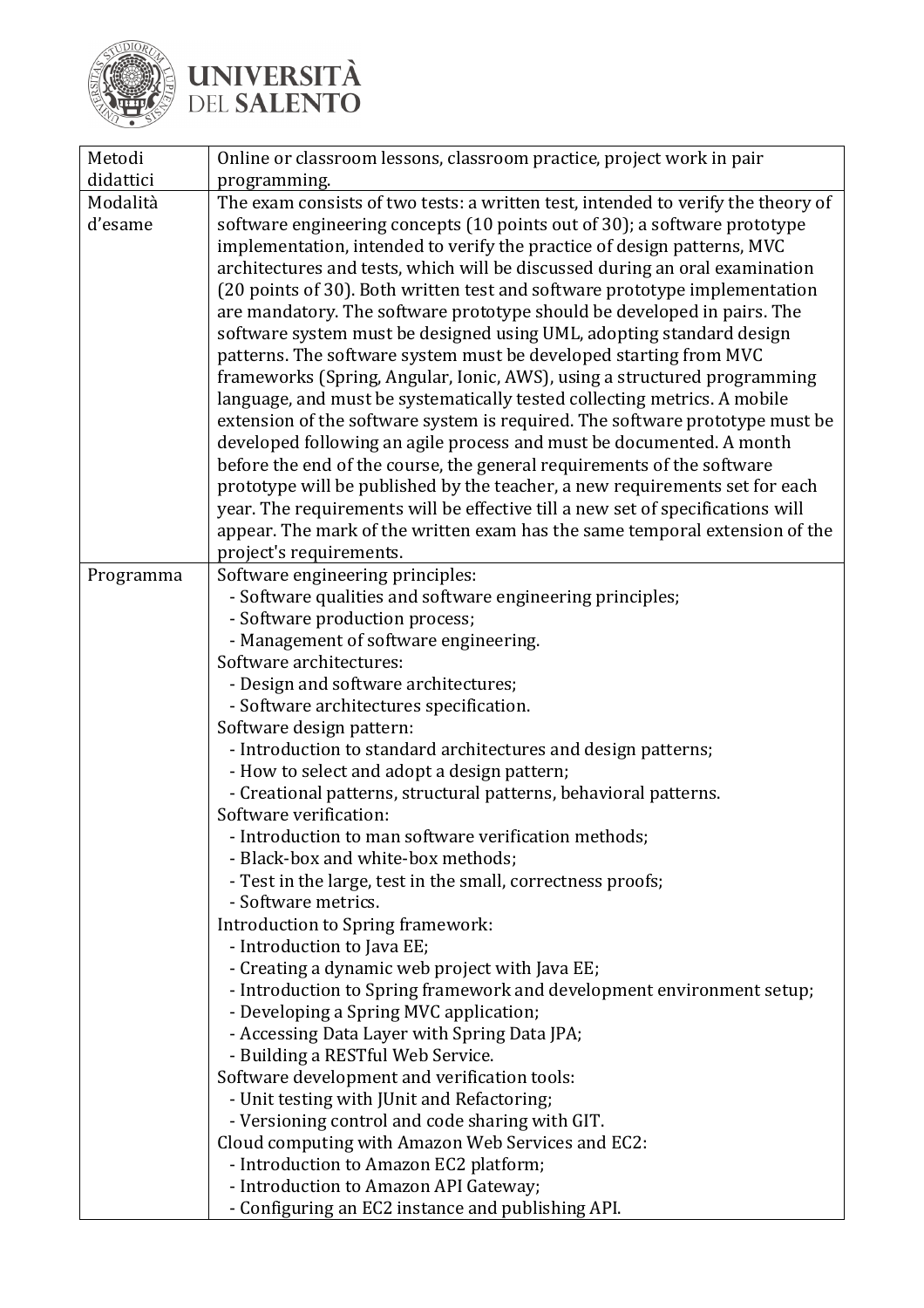| | |
|---|---|
| Metodi didattici | Online or classroom lessons, classroom practice, project work in pair programming. |
| Modalità d'esame | The exam consists of two tests: a written test, intended to verify the theory of software engineering concepts (10 points out of 30); a software prototype implementation, intended to verify the practice of design patterns, MVC architectures and tests, which will be discussed during an oral examination (20 points of 30). Both written test and software prototype implementation are mandatory. The software prototype should be developed in pairs. The software system must be designed using UML, adopting standard design patterns. The software system must be developed starting from MVC frameworks (Spring, Angular, Ionic, AWS), using a structured programming language, and must be systematically tested collecting metrics. A mobile extension of the software system is required. The software prototype must be developed following an agile process and must be documented. A month before the end of the course, the general requirements of the software prototype will be published by the teacher, a new requirements set for each year. The requirements will be effective till a new set of specifications will appear. The mark of the written exam has the same temporal extension of the project's requirements. |
| Programma | Software engineering principles:<br>- Software qualities and software engineering principles;<br>- Software production process;<br>- Management of software engineering.<br>Software architectures:<br>- Design and software architectures;<br>- Software architectures specification.<br>Software design pattern:<br>- Introduction to standard architectures and design patterns;<br>- How to select and adopt a design pattern;<br>- Creational patterns, structural patterns, behavioral patterns.<br>Software verification:<br>- Introduction to man software verification methods;<br>- Black-box and white-box methods;<br>- Test in the large, test in the small, correctness proofs;<br>- Software metrics.<br>Introduction to Spring framework:<br>- Introduction to Java EE;<br>- Creating a dynamic web project with Java EE;<br>- Introduction to Spring framework and development environment setup;<br>- Developing a Spring MVC application;<br>- Accessing Data Layer with Spring Data JPA;<br>- Building a RESTful Web Service.<br>Software development and verification tools:<br>- Unit testing with JUnit and Refactoring;<br>- Versioning control and code sharing with GIT.<br>Cloud computing with Amazon Web Services and EC2:<br>- Introduction to Amazon EC2 platform;<br>- Introduction to Amazon API Gateway;<br>- Configuring an EC2 instance and publishing API. |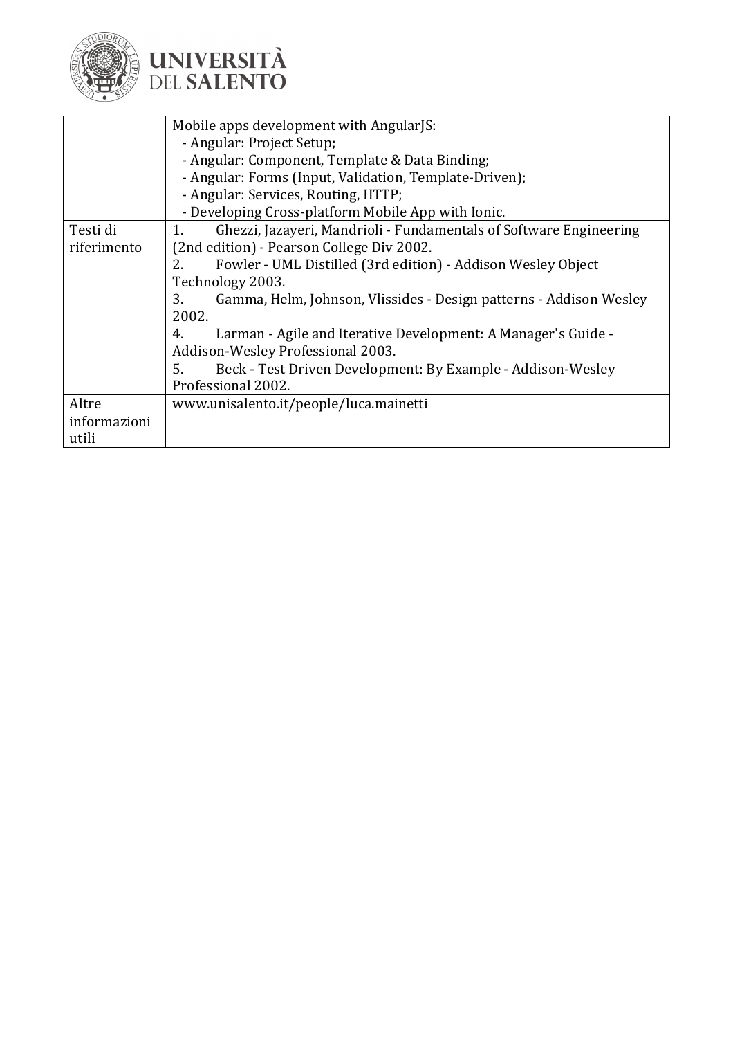| | |
|---|---|
| | Mobile apps development with AngularJS:<br>- Angular: Project Setup;<br>- Angular: Component, Template & Data Binding;<br>- Angular: Forms (Input, Validation, Template-Driven);<br>- Angular: Services, Routing, HTTP;<br>- Developing Cross-platform Mobile App with Ionic. |
| Testi di riferimento | 1. Ghezzi, Jazayeri, Mandrioli - Fundamentals of Software Engineering (2nd edition) - Pearson College Div 2002.<br>2. Fowler - UML Distilled (3rd edition) - Addison Wesley Object Technology 2003.<br>3. Gamma, Helm, Johnson, Vlissides - Design patterns - Addison Wesley 2002.<br>4. Larman - Agile and Iterative Development: A Manager's Guide - Addison-Wesley Professional 2003.<br>5. Beck - Test Driven Development: By Example - Addison-Wesley Professional 2002. |
| Altre informazioni utili | www.unisalento.it/people/luca.mainetti |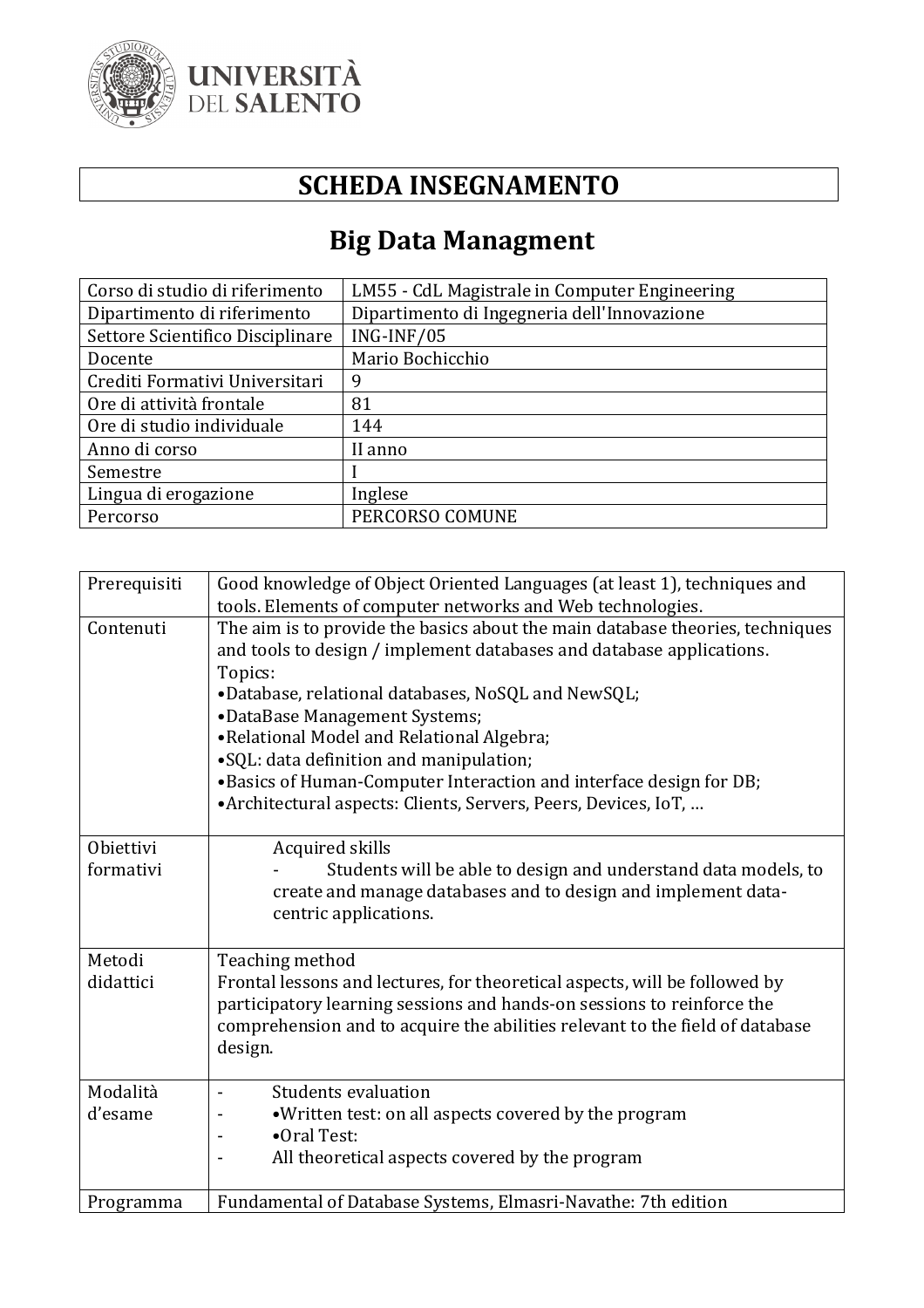UNIVERSITÀ DEL SALENTO

# SCHEDA INSEGNAMENTO

## Big Data Managment

| Corso di studio di riferimento | LM55 - CdL Magistrale in Computer Engineering |
|---|---|
| Dipartimento di riferimento | Dipartimento di Ingegneria dell'Innovazione |
| Settore Scientifico Disciplinare | ING-INF/05 |
| Docente | Mario Bochicchio |
| Crediti Formativi Universitari | 9 |
| Ore di attività frontale | 81 |
| Ore di studio individuale | 144 |
| Anno di corso | II anno |
| Semestre | I |
| Lingua di erogazione | Inglese |
| Percorso | PERCORSO COMUNE |

| | |
|---|---|
| Prerequisiti | Good knowledge of Object Oriented Languages (at least 1), techniques and tools. Elements of computer networks and Web technologies. |
| Contenuti | The aim is to provide the basics about the main database theories, techniques and tools to design / implement databases and database applications.<br>Topics:<br>•Database, relational databases, NoSQL and NewSQL;<br>•DataBase Management Systems;<br>•Relational Model and Relational Algebra;<br>•SQL: data definition and manipulation;<br>•Basics of Human-Computer Interaction and interface design for DB;<br>•Architectural aspects: Clients, Servers, Peers, Devices, IoT, … |
| Obiettivi formativi | Acquired skills<br>- Students will be able to design and understand data models, to create and manage databases and to design and implement data-centric applications. |
| Metodi didattici | Teaching method<br>Frontal lessons and lectures, for theoretical aspects, will be followed by participatory learning sessions and hands-on sessions to reinforce the comprehension and to acquire the abilities relevant to the field of database design. |
| Modalità d'esame | - Students evaluation<br>- •Written test: on all aspects covered by the program<br>- •Oral Test:<br>- All theoretical aspects covered by the program |
| Programma | Fundamental of Database Systems, Elmasri-Navathe: 7th edition |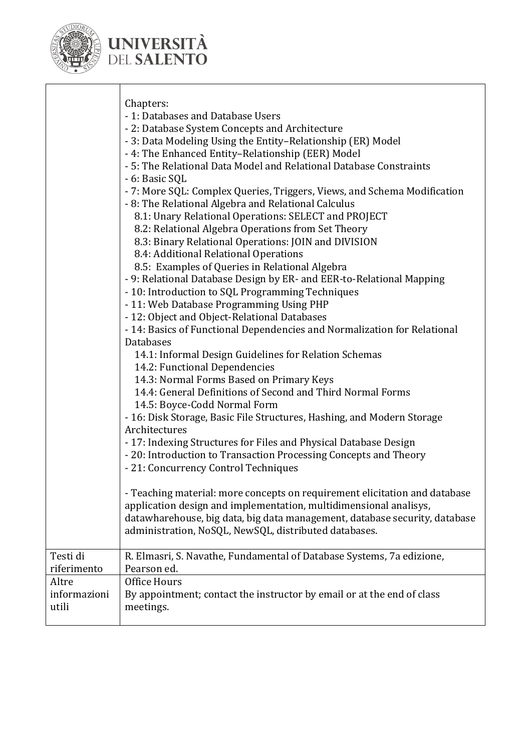| | |
|---|---|
| | Chapters:<br>- 1: Databases and Database Users<br>- 2: Database System Concepts and Architecture<br>- 3: Data Modeling Using the Entity–Relationship (ER) Model<br>- 4: The Enhanced Entity–Relationship (EER) Model<br>- 5: The Relational Data Model and Relational Database Constraints<br>- 6: Basic SQL<br>- 7: More SQL: Complex Queries, Triggers, Views, and Schema Modification<br>- 8: The Relational Algebra and Relational Calculus<br>8.1: Unary Relational Operations: SELECT and PROJECT<br>8.2: Relational Algebra Operations from Set Theory<br>8.3: Binary Relational Operations: JOIN and DIVISION<br>8.4: Additional Relational Operations<br>8.5: Examples of Queries in Relational Algebra<br>- 9: Relational Database Design by ER- and EER-to-Relational Mapping<br>- 10: Introduction to SQL Programming Techniques<br>- 11: Web Database Programming Using PHP<br>- 12: Object and Object-Relational Databases<br>- 14: Basics of Functional Dependencies and Normalization for Relational Databases<br>14.1: Informal Design Guidelines for Relation Schemas<br>14.2: Functional Dependencies<br>14.3: Normal Forms Based on Primary Keys<br>14.4: General Definitions of Second and Third Normal Forms<br>14.5: Boyce-Codd Normal Form<br>- 16: Disk Storage, Basic File Structures, Hashing, and Modern Storage Architectures<br>- 17: Indexing Structures for Files and Physical Database Design<br>- 20: Introduction to Transaction Processing Concepts and Theory<br>- 21: Concurrency Control Techniques<br><br>- Teaching material: more concepts on requirement elicitation and database application design and implementation, multidimensional analisys, datawharehouse, big data, big data management, database security, database administration, NoSQL, NewSQL, distributed databases. |
| Testi di riferimento | R. Elmasri, S. Navathe, Fundamental of Database Systems, 7a edizione, Pearson ed. |
| Altre informazioni utili | Office Hours<br>By appointment; contact the instructor by email or at the end of class meetings. |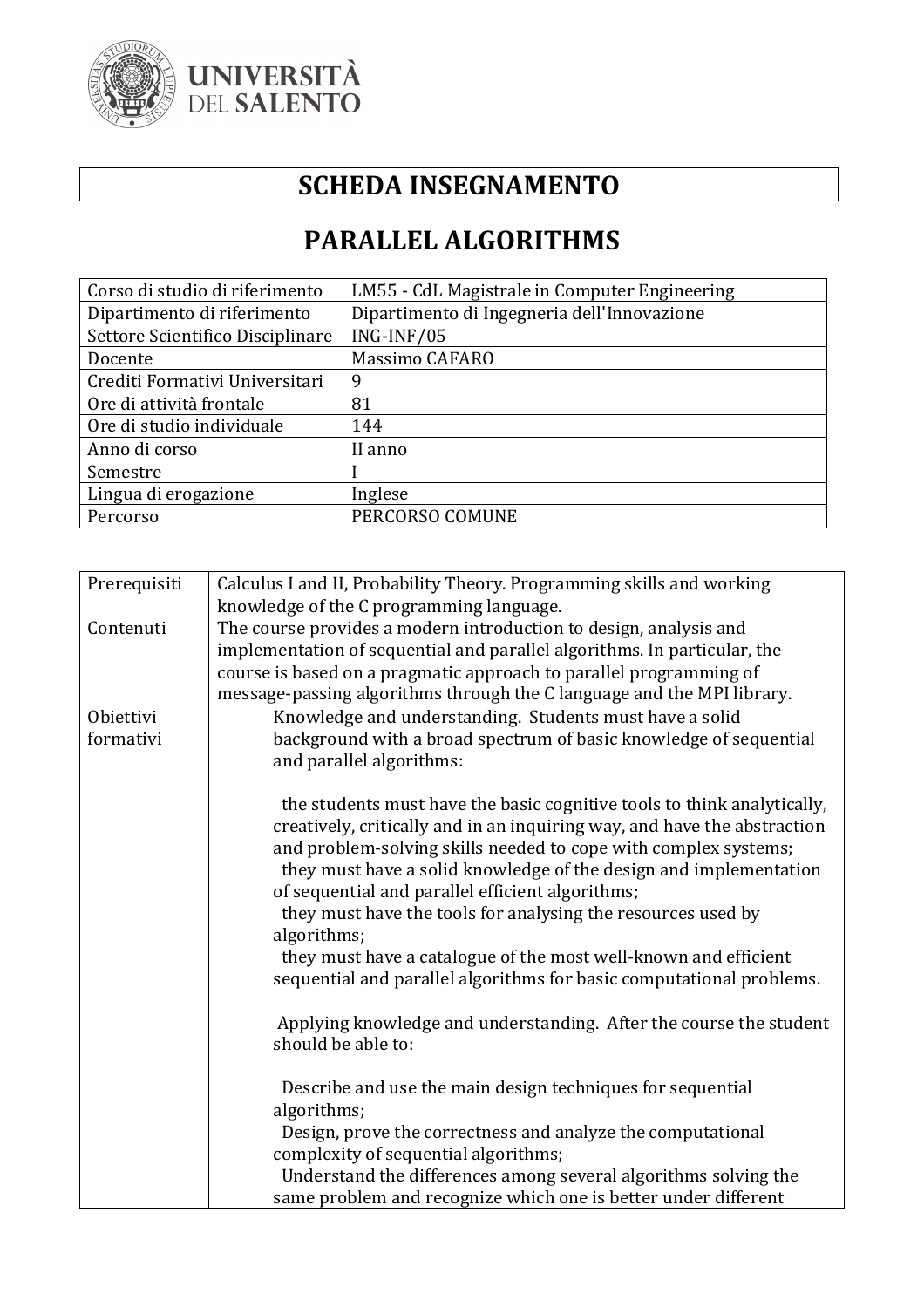UNIVERSITÀ DEL SALENTO

# SCHEDA INSEGNAMENTO

# PARALLEL ALGORITHMS

| Corso di studio di riferimento | LM55 - CdL Magistrale in Computer Engineering |
|---|---|
| Dipartimento di riferimento | Dipartimento di Ingegneria dell'Innovazione |
| Settore Scientifico Disciplinare | ING-INF/05 |
| Docente | Massimo CAFARO |
| Crediti Formativi Universitari | 9 |
| Ore di attività frontale | 81 |
| Ore di studio individuale | 144 |
| Anno di corso | II anno |
| Semestre | I |
| Lingua di erogazione | Inglese |
| Percorso | PERCORSO COMUNE |

| | |
|---|---|
| Prerequisiti | Calculus I and II, Probability Theory. Programming skills and working knowledge of the C programming language. |
| Contenuti | The course provides a modern introduction to design, analysis and implementation of sequential and parallel algorithms. In particular, the course is based on a pragmatic approach to parallel programming of message-passing algorithms through the C language and the MPI library. |
| Obiettivi formativi | Knowledge and understanding. Students must have a solid background with a broad spectrum of basic knowledge of sequential and parallel algorithms:<br><br>the students must have the basic cognitive tools to think analytically, creatively, critically and in an inquiring way, and have the abstraction and problem-solving skills needed to cope with complex systems;<br>they must have a solid knowledge of the design and implementation of sequential and parallel efficient algorithms;<br>they must have the tools for analysing the resources used by algorithms;<br>they must have a catalogue of the most well-known and efficient sequential and parallel algorithms for basic computational problems.<br><br>Applying knowledge and understanding. After the course the student should be able to:<br><br>Describe and use the main design techniques for sequential algorithms;<br>Design, prove the correctness and analyze the computational complexity of sequential algorithms;<br>Understand the differences among several algorithms solving the same problem and recognize which one is better under different |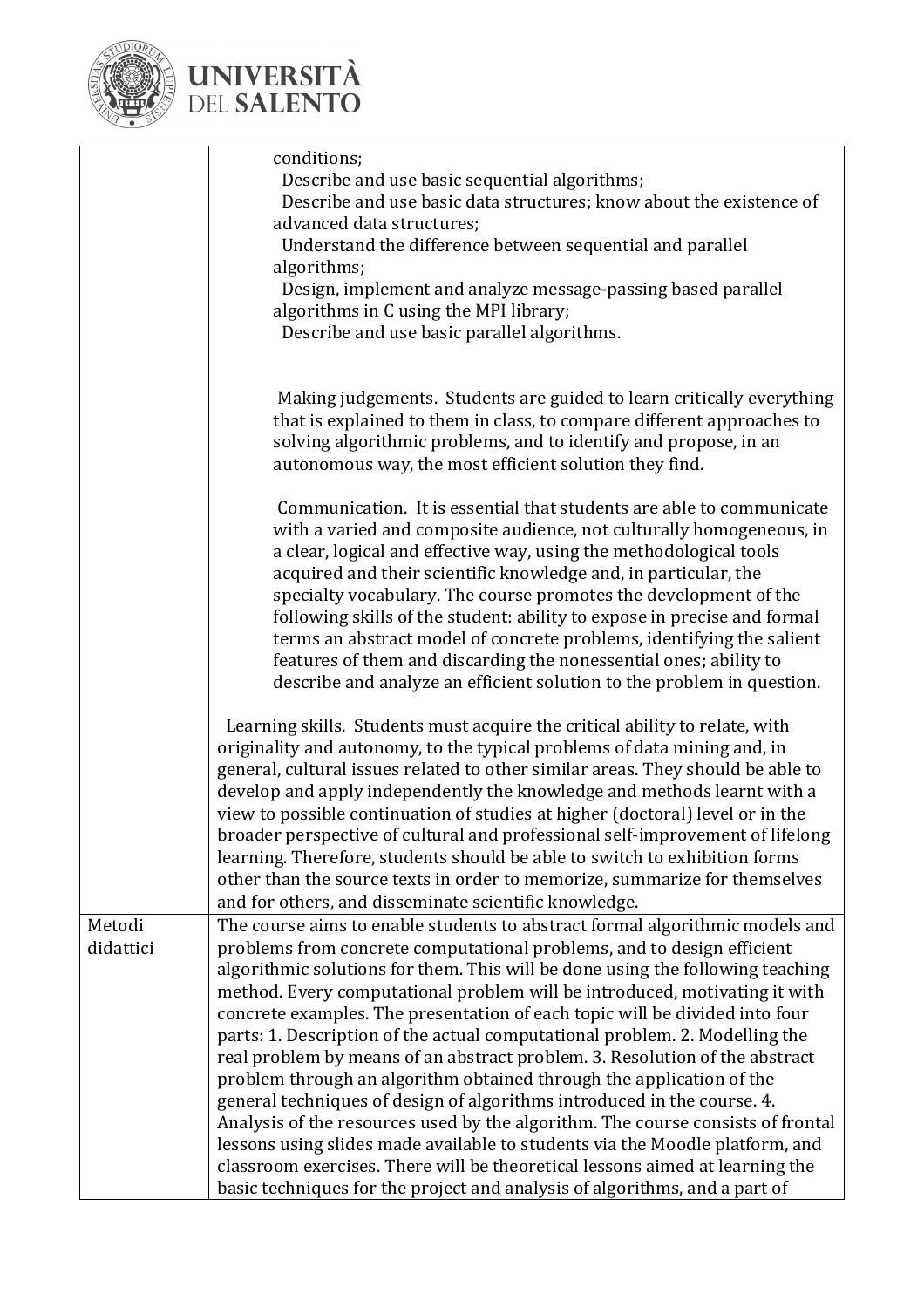| | |
|---|---|
| | conditions;<br>Describe and use basic sequential algorithms;<br>Describe and use basic data structures; know about the existence of advanced data structures;<br>Understand the difference between sequential and parallel algorithms;<br>Design, implement and analyze message-passing based parallel algorithms in C using the MPI library;<br>Describe and use basic parallel algorithms.<br><br>Making judgements. Students are guided to learn critically everything that is explained to them in class, to compare different approaches to solving algorithmic problems, and to identify and propose, in an autonomous way, the most efficient solution they find.<br><br>Communication. It is essential that students are able to communicate with a varied and composite audience, not culturally homogeneous, in a clear, logical and effective way, using the methodological tools acquired and their scientific knowledge and, in particular, the specialty vocabulary. The course promotes the development of the following skills of the student: ability to expose in precise and formal terms an abstract model of concrete problems, identifying the salient features of them and discarding the nonessential ones; ability to describe and analyze an efficient solution to the problem in question.<br><br>Learning skills. Students must acquire the critical ability to relate, with originality and autonomy, to the typical problems of data mining and, in general, cultural issues related to other similar areas. They should be able to develop and apply independently the knowledge and methods learnt with a view to possible continuation of studies at higher (doctoral) level or in the broader perspective of cultural and professional self-improvement of lifelong learning. Therefore, students should be able to switch to exhibition forms other than the source texts in order to memorize, summarize for themselves and for others, and disseminate scientific knowledge. |
| Metodi didattici | The course aims to enable students to abstract formal algorithmic models and problems from concrete computational problems, and to design efficient algorithmic solutions for them. This will be done using the following teaching method. Every computational problem will be introduced, motivating it with concrete examples. The presentation of each topic will be divided into four parts: 1. Description of the actual computational problem. 2. Modelling the real problem by means of an abstract problem. 3. Resolution of the abstract problem through an algorithm obtained through the application of the general techniques of design of algorithms introduced in the course. 4. Analysis of the resources used by the algorithm. The course consists of frontal lessons using slides made available to students via the Moodle platform, and classroom exercises. There will be theoretical lessons aimed at learning the basic techniques for the project and analysis of algorithms, and a part of |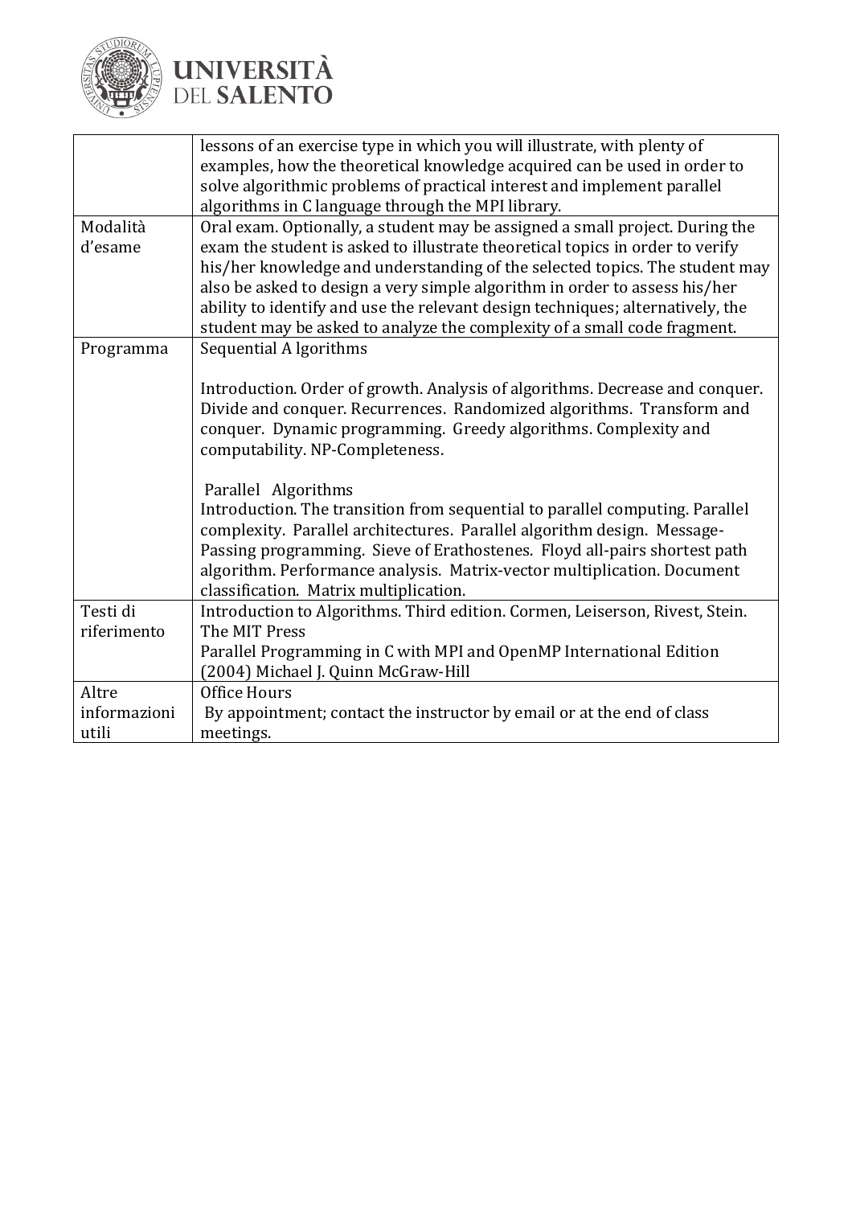| | |
|---|---|
| | lessons of an exercise type in which you will illustrate, with plenty of examples, how the theoretical knowledge acquired can be used in order to solve algorithmic problems of practical interest and implement parallel algorithms in C language through the MPI library. |
| Modalità d'esame | Oral exam. Optionally, a student may be assigned a small project. During the exam the student is asked to illustrate theoretical topics in order to verify his/her knowledge and understanding of the selected topics. The student may also be asked to design a very simple algorithm in order to assess his/her ability to identify and use the relevant design techniques; alternatively, the student may be asked to analyze the complexity of a small code fragment. |
| Programma | Sequential A lgorithms<br><br>Introduction. Order of growth. Analysis of algorithms. Decrease and conquer. Divide and conquer. Recurrences. Randomized algorithms. Transform and conquer. Dynamic programming. Greedy algorithms. Complexity and computability. NP-Completeness.<br><br>Parallel Algorithms<br>Introduction. The transition from sequential to parallel computing. Parallel complexity. Parallel architectures. Parallel algorithm design. Message-Passing programming. Sieve of Erathostenes. Floyd all-pairs shortest path algorithm. Performance analysis. Matrix-vector multiplication. Document classification. Matrix multiplication. |
| Testi di riferimento | Introduction to Algorithms. Third edition. Cormen, Leiserson, Rivest, Stein. The MIT Press<br>Parallel Programming in C with MPI and OpenMP International Edition (2004) Michael J. Quinn McGraw-Hill |
| Altre informazioni utili | Office Hours<br>By appointment; contact the instructor by email or at the end of class meetings. |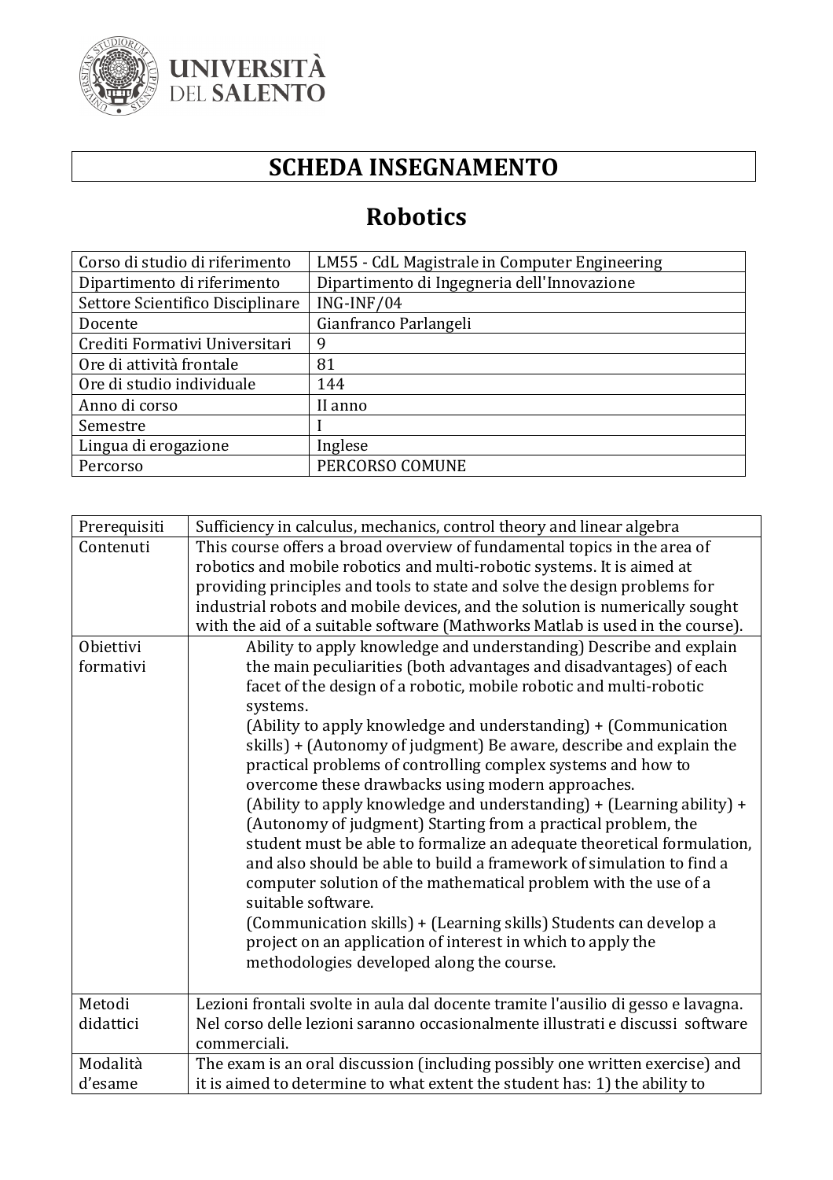**UNIVERSITÀ DEL SALENTO**

# SCHEDA INSEGNAMENTO

## Robotics

| Corso di studio di riferimento | LM55 - CdL Magistrale in Computer Engineering |
|---|---|
| Dipartimento di riferimento | Dipartimento di Ingegneria dell'Innovazione |
| Settore Scientifico Disciplinare | ING-INF/04 |
| Docente | Gianfranco Parlangeli |
| Crediti Formativi Universitari | 9 |
| Ore di attività frontale | 81 |
| Ore di studio individuale | 144 |
| Anno di corso | II anno |
| Semestre | I |
| Lingua di erogazione | Inglese |
| Percorso | PERCORSO COMUNE |

| Prerequisiti | Sufficiency in calculus, mechanics, control theory and linear algebra |
|---|---|
| Contenuti | This course offers a broad overview of fundamental topics in the area of robotics and mobile robotics and multi-robotic systems. It is aimed at providing principles and tools to state and solve the design problems for industrial robots and mobile devices, and the solution is numerically sought with the aid of a suitable software (Mathworks Matlab is used in the course). |
| Obiettivi formativi | Ability to apply knowledge and understanding) Describe and explain the main peculiarities (both advantages and disadvantages) of each facet of the design of a robotic, mobile robotic and multi-robotic systems.<br>(Ability to apply knowledge and understanding) + (Communication skills) + (Autonomy of judgment) Be aware, describe and explain the practical problems of controlling complex systems and how to overcome these drawbacks using modern approaches.<br>(Ability to apply knowledge and understanding) + (Learning ability) + (Autonomy of judgment) Starting from a practical problem, the student must be able to formalize an adequate theoretical formulation, and also should be able to build a framework of simulation to find a computer solution of the mathematical problem with the use of a suitable software.<br>(Communication skills) + (Learning skills) Students can develop a project on an application of interest in which to apply the methodologies developed along the course. |
| Metodi didattici | Lezioni frontali svolte in aula dal docente tramite l'ausilio di gesso e lavagna. Nel corso delle lezioni saranno occasionalmente illustrati e discussi software commerciali. |
| Modalità d'esame | The exam is an oral discussion (including possibly one written exercise) and it is aimed to determine to what extent the student has: 1) the ability to |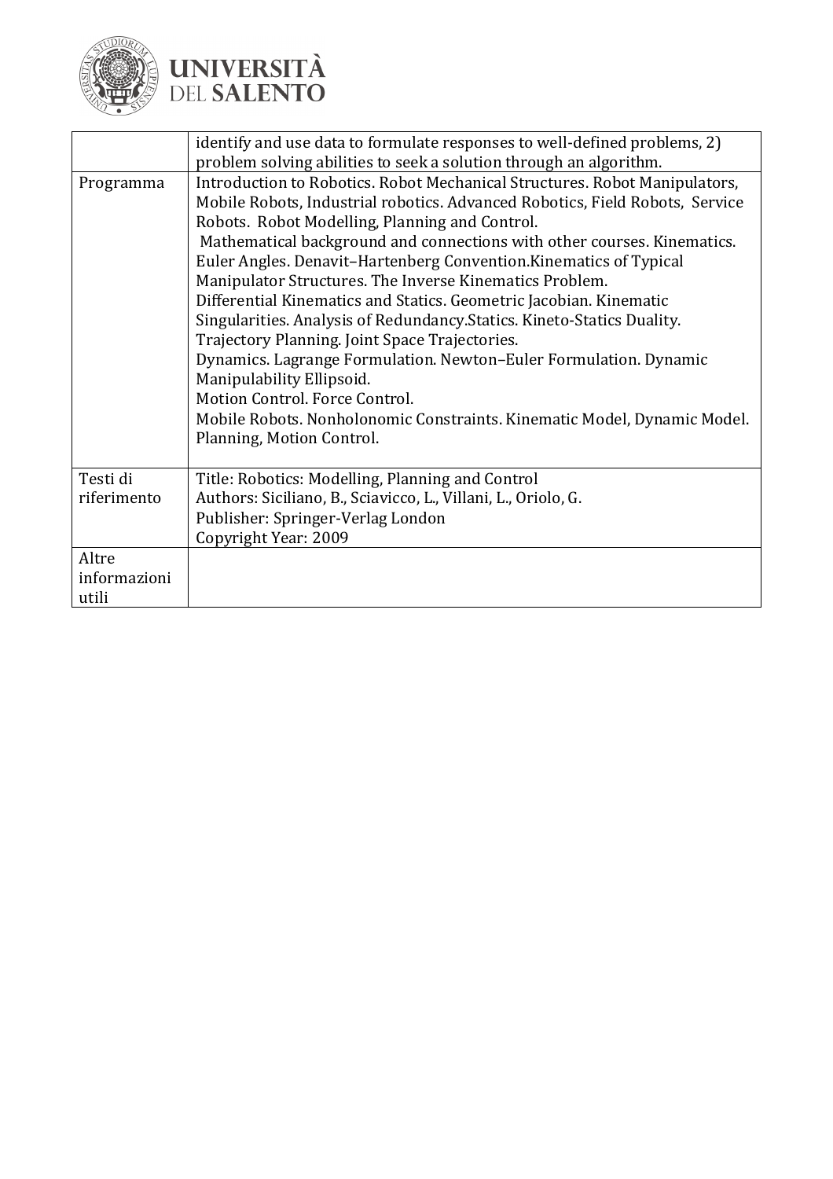|  |  |
|---|---|
|  | identify and use data to formulate responses to well-defined problems, 2) problem solving abilities to seek a solution through an algorithm. |
| Programma | Introduction to Robotics. Robot Mechanical Structures. Robot Manipulators, Mobile Robots, Industrial robotics. Advanced Robotics, Field Robots, Service Robots. Robot Modelling, Planning and Control.<br>Mathematical background and connections with other courses. Kinematics. Euler Angles. Denavit–Hartenberg Convention.Kinematics of Typical Manipulator Structures. The Inverse Kinematics Problem.<br>Differential Kinematics and Statics. Geometric Jacobian. Kinematic Singularities. Analysis of Redundancy.Statics. Kineto-Statics Duality.<br>Trajectory Planning. Joint Space Trajectories.<br>Dynamics. Lagrange Formulation. Newton–Euler Formulation. Dynamic Manipulability Ellipsoid.<br>Motion Control. Force Control.<br>Mobile Robots. Nonholonomic Constraints. Kinematic Model, Dynamic Model. Planning, Motion Control. |
| Testi di riferimento | Title: Robotics: Modelling, Planning and Control<br>Authors: Siciliano, B., Sciavicco, L., Villani, L., Oriolo, G.<br>Publisher: Springer-Verlag London<br>Copyright Year: 2009 |
| Altre informazioni utili |  |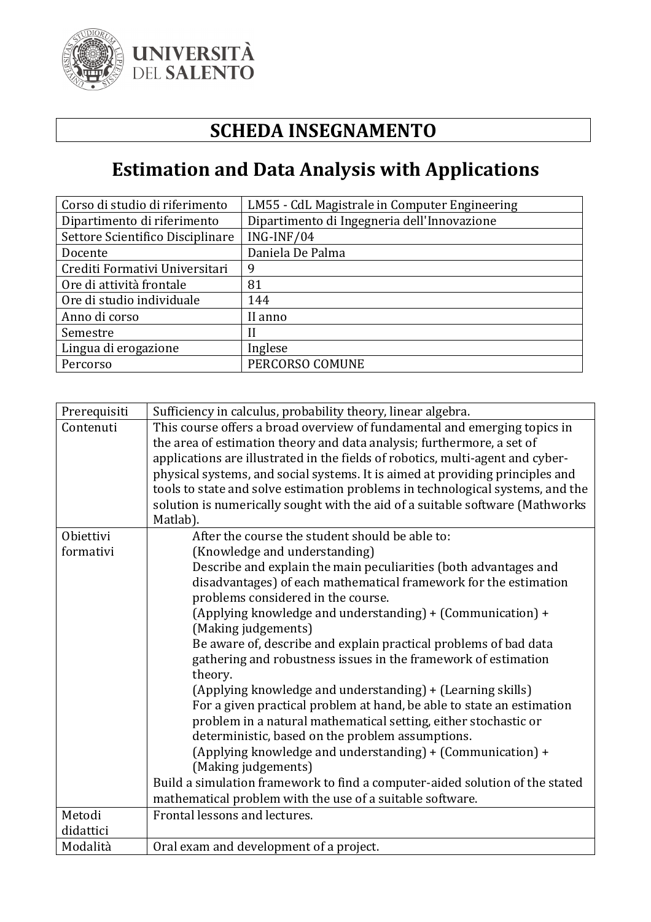# SCHEDA INSEGNAMENTO

## Estimation and Data Analysis with Applications

| | |
|---|---|
| Corso di studio di riferimento | LM55 - CdL Magistrale in Computer Engineering |
| Dipartimento di riferimento | Dipartimento di Ingegneria dell'Innovazione |
| Settore Scientifico Disciplinare | ING-INF/04 |
| Docente | Daniela De Palma |
| Crediti Formativi Universitari | 9 |
| Ore di attività frontale | 81 |
| Ore di studio individuale | 144 |
| Anno di corso | II anno |
| Semestre | II |
| Lingua di erogazione | Inglese |
| Percorso | PERCORSO COMUNE |

| | |
|---|---|
| Prerequisiti | Sufficiency in calculus, probability theory, linear algebra. |
| Contenuti | This course offers a broad overview of fundamental and emerging topics in the area of estimation theory and data analysis; furthermore, a set of applications are illustrated in the fields of robotics, multi-agent and cyber-physical systems, and social systems. It is aimed at providing principles and tools to state and solve estimation problems in technological systems, and the solution is numerically sought with the aid of a suitable software (Mathworks Matlab). |
| Obiettivi formativi | After the course the student should be able to:<br>(Knowledge and understanding)<br>Describe and explain the main peculiarities (both advantages and disadvantages) of each mathematical framework for the estimation problems considered in the course.<br>(Applying knowledge and understanding) + (Communication) + (Making judgements)<br>Be aware of, describe and explain practical problems of bad data gathering and robustness issues in the framework of estimation theory.<br>(Applying knowledge and understanding) + (Learning skills)<br>For a given practical problem at hand, be able to state an estimation problem in a natural mathematical setting, either stochastic or deterministic, based on the problem assumptions.<br>(Applying knowledge and understanding) + (Communication) + (Making judgements)<br>Build a simulation framework to find a computer-aided solution of the stated mathematical problem with the use of a suitable software. |
| Metodi didattici | Frontal lessons and lectures. |
| Modalità | Oral exam and development of a project. |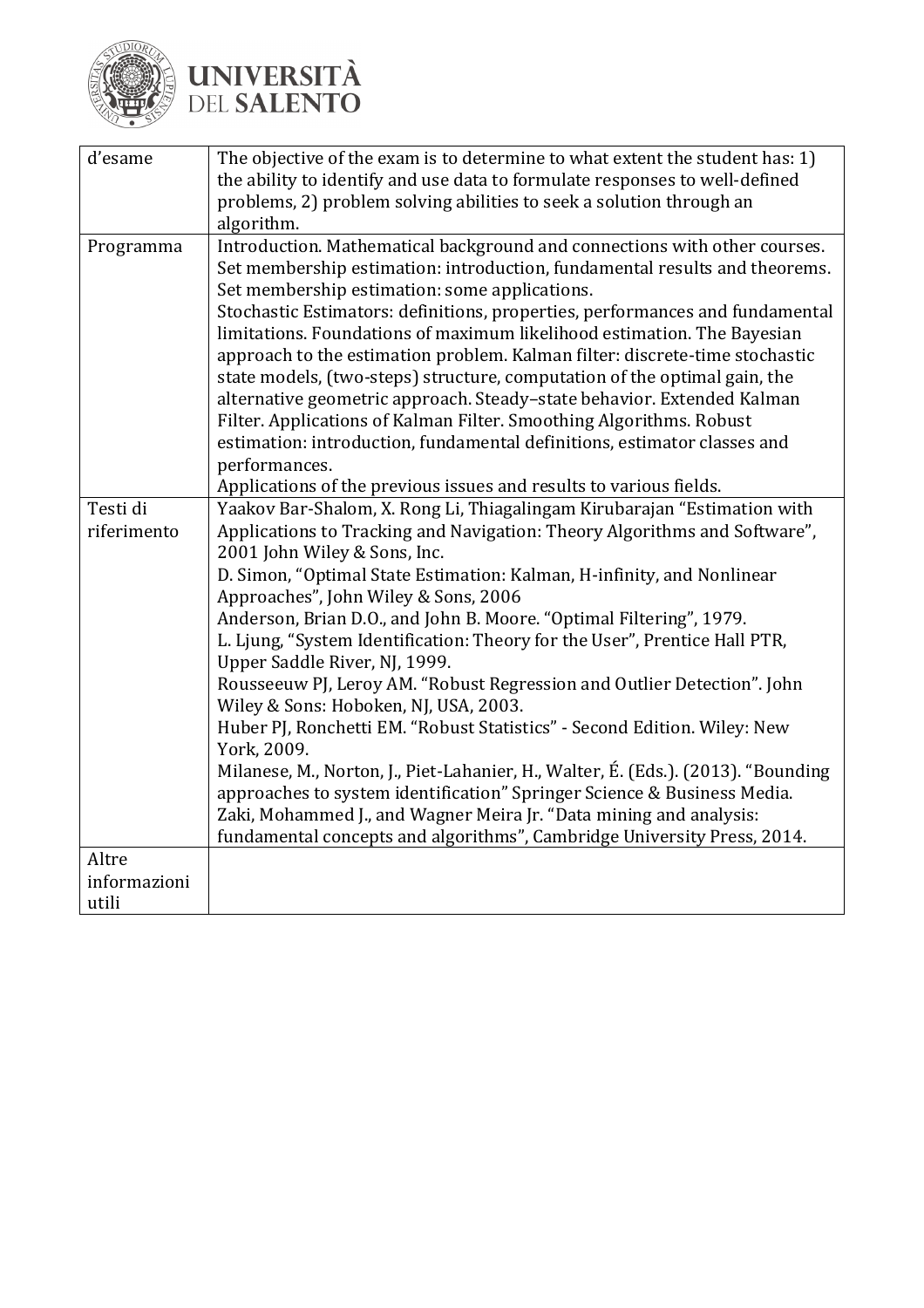| | |
|---|---|
| d'esame | The objective of the exam is to determine to what extent the student has: 1) the ability to identify and use data to formulate responses to well-defined problems, 2) problem solving abilities to seek a solution through an algorithm. |
| Programma | Introduction. Mathematical background and connections with other courses.<br>Set membership estimation: introduction, fundamental results and theorems.<br>Set membership estimation: some applications.<br>Stochastic Estimators: definitions, properties, performances and fundamental limitations. Foundations of maximum likelihood estimation. The Bayesian approach to the estimation problem. Kalman filter: discrete-time stochastic state models, (two-steps) structure, computation of the optimal gain, the alternative geometric approach. Steady–state behavior. Extended Kalman Filter. Applications of Kalman Filter. Smoothing Algorithms. Robust estimation: introduction, fundamental definitions, estimator classes and performances.<br>Applications of the previous issues and results to various fields. |
| Testi di riferimento | Yaakov Bar-Shalom, X. Rong Li, Thiagalingam Kirubarajan "Estimation with Applications to Tracking and Navigation: Theory Algorithms and Software", 2001 John Wiley & Sons, Inc.<br>D. Simon, "Optimal State Estimation: Kalman, H-infinity, and Nonlinear Approaches", John Wiley & Sons, 2006<br>Anderson, Brian D.O., and John B. Moore. "Optimal Filtering", 1979.<br>L. Ljung, "System Identification: Theory for the User", Prentice Hall PTR, Upper Saddle River, NJ, 1999.<br>Rousseeuw PJ, Leroy AM. "Robust Regression and Outlier Detection". John Wiley & Sons: Hoboken, NJ, USA, 2003.<br>Huber PJ, Ronchetti EM. "Robust Statistics" - Second Edition. Wiley: New York, 2009.<br>Milanese, M., Norton, J., Piet-Lahanier, H., Walter, É. (Eds.). (2013). "Bounding approaches to system identification" Springer Science & Business Media.<br>Zaki, Mohammed J., and Wagner Meira Jr. "Data mining and analysis: fundamental concepts and algorithms", Cambridge University Press, 2014. |
| Altre informazioni utili | |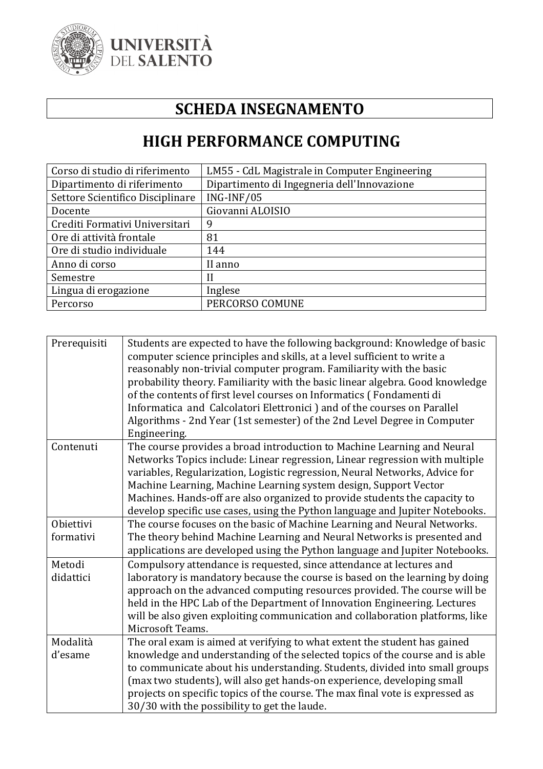UNIVERSITÀ DEL SALENTO

# SCHEDA INSEGNAMENTO

# HIGH PERFORMANCE COMPUTING

| Corso di studio di riferimento | LM55 - CdL Magistrale in Computer Engineering |
|---|---|
| Dipartimento di riferimento | Dipartimento di Ingegneria dell'Innovazione |
| Settore Scientifico Disciplinare | ING-INF/05 |
| Docente | Giovanni ALOISIO |
| Crediti Formativi Universitari | 9 |
| Ore di attività frontale | 81 |
| Ore di studio individuale | 144 |
| Anno di corso | II anno |
| Semestre | II |
| Lingua di erogazione | Inglese |
| Percorso | PERCORSO COMUNE |

| | |
|---|---|
| Prerequisiti | Students are expected to have the following background: Knowledge of basic computer science principles and skills, at a level sufficient to write a reasonably non-trivial computer program. Familiarity with the basic probability theory. Familiarity with the basic linear algebra. Good knowledge of the contents of first level courses on Informatics ( Fondamenti di Informatica and Calcolatori Elettronici ) and of the courses on Parallel Algorithms - 2nd Year (1st semester) of the 2nd Level Degree in Computer Engineering. |
| Contenuti | The course provides a broad introduction to Machine Learning and Neural Networks Topics include: Linear regression, Linear regression with multiple variables, Regularization, Logistic regression, Neural Networks, Advice for Machine Learning, Machine Learning system design, Support Vector Machines. Hands-off are also organized to provide students the capacity to develop specific use cases, using the Python language and Jupiter Notebooks. |
| Obiettivi formativi | The course focuses on the basic of Machine Learning and Neural Networks. The theory behind Machine Learning and Neural Networks is presented and applications are developed using the Python language and Jupiter Notebooks. |
| Metodi didattici | Compulsory attendance is requested, since attendance at lectures and laboratory is mandatory because the course is based on the learning by doing approach on the advanced computing resources provided. The course will be held in the HPC Lab of the Department of Innovation Engineering. Lectures will be also given exploiting communication and collaboration platforms, like Microsoft Teams. |
| Modalità d'esame | The oral exam is aimed at verifying to what extent the student has gained knowledge and understanding of the selected topics of the course and is able to communicate about his understanding. Students, divided into small groups (max two students), will also get hands-on experience, developing small projects on specific topics of the course. The max final vote is expressed as 30/30 with the possibility to get the laude. |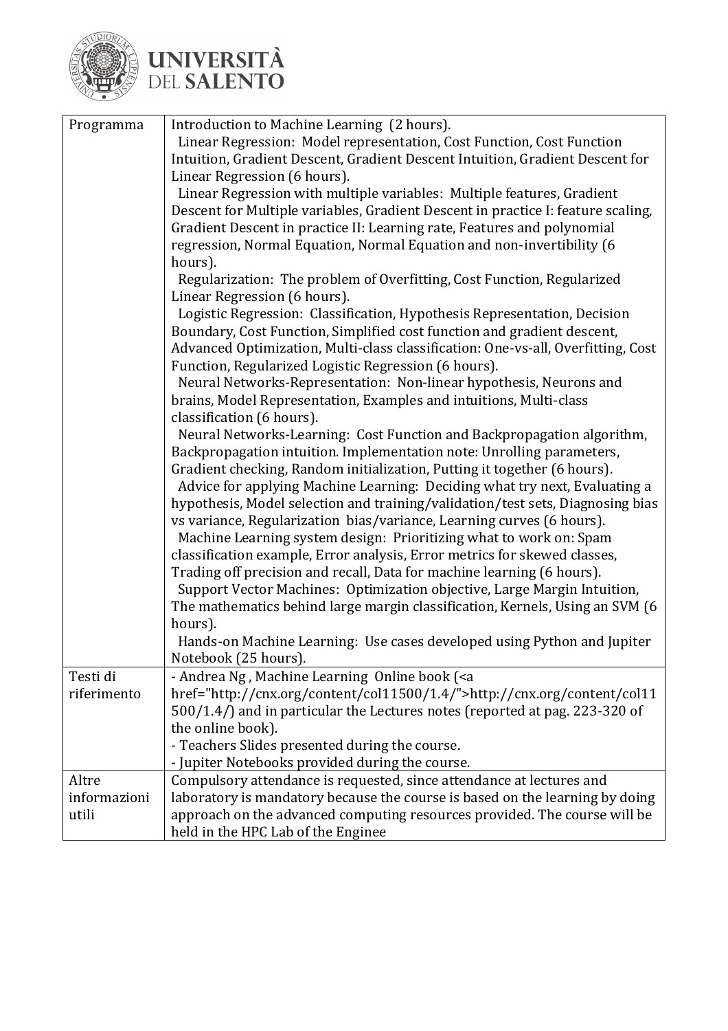| | |
|---|---|
| Programma | Introduction to Machine Learning (2 hours).<br>Linear Regression: Model representation, Cost Function, Cost Function Intuition, Gradient Descent, Gradient Descent Intuition, Gradient Descent for Linear Regression (6 hours).<br>Linear Regression with multiple variables: Multiple features, Gradient Descent for Multiple variables, Gradient Descent in practice I: feature scaling, Gradient Descent in practice II: Learning rate, Features and polynomial regression, Normal Equation, Normal Equation and non-invertibility (6 hours).<br>Regularization: The problem of Overfitting, Cost Function, Regularized Linear Regression (6 hours).<br>Logistic Regression: Classification, Hypothesis Representation, Decision Boundary, Cost Function, Simplified cost function and gradient descent, Advanced Optimization, Multi-class classification: One-vs-all, Overfitting, Cost Function, Regularized Logistic Regression (6 hours).<br>Neural Networks-Representation: Non-linear hypothesis, Neurons and brains, Model Representation, Examples and intuitions, Multi-class classification (6 hours).<br>Neural Networks-Learning: Cost Function and Backpropagation algorithm, Backpropagation intuition. Implementation note: Unrolling parameters, Gradient checking, Random initialization, Putting it together (6 hours).<br>Advice for applying Machine Learning: Deciding what try next, Evaluating a hypothesis, Model selection and training/validation/test sets, Diagnosing bias vs variance, Regularization bias/variance, Learning curves (6 hours).<br>Machine Learning system design: Prioritizing what to work on: Spam classification example, Error analysis, Error metrics for skewed classes, Trading off precision and recall, Data for machine learning (6 hours).<br>Support Vector Machines: Optimization objective, Large Margin Intuition, The mathematics behind large margin classification, Kernels, Using an SVM (6 hours).<br>Hands-on Machine Learning: Use cases developed using Python and Jupiter Notebook (25 hours). |
| Testi di riferimento | - Andrea Ng , Machine Learning Online book (<a href="http://cnx.org/content/col11500/1.4/">http://cnx.org/content/col11500/1.4/) and in particular the Lectures notes (reported at pag. 223-320 of the online book).<br>- Teachers Slides presented during the course.<br>- Jupiter Notebooks provided during the course. |
| Altre informazioni utili | Compulsory attendance is requested, since attendance at lectures and laboratory is mandatory because the course is based on the learning by doing approach on the advanced computing resources provided. The course will be held in the HPC Lab of the Enginee |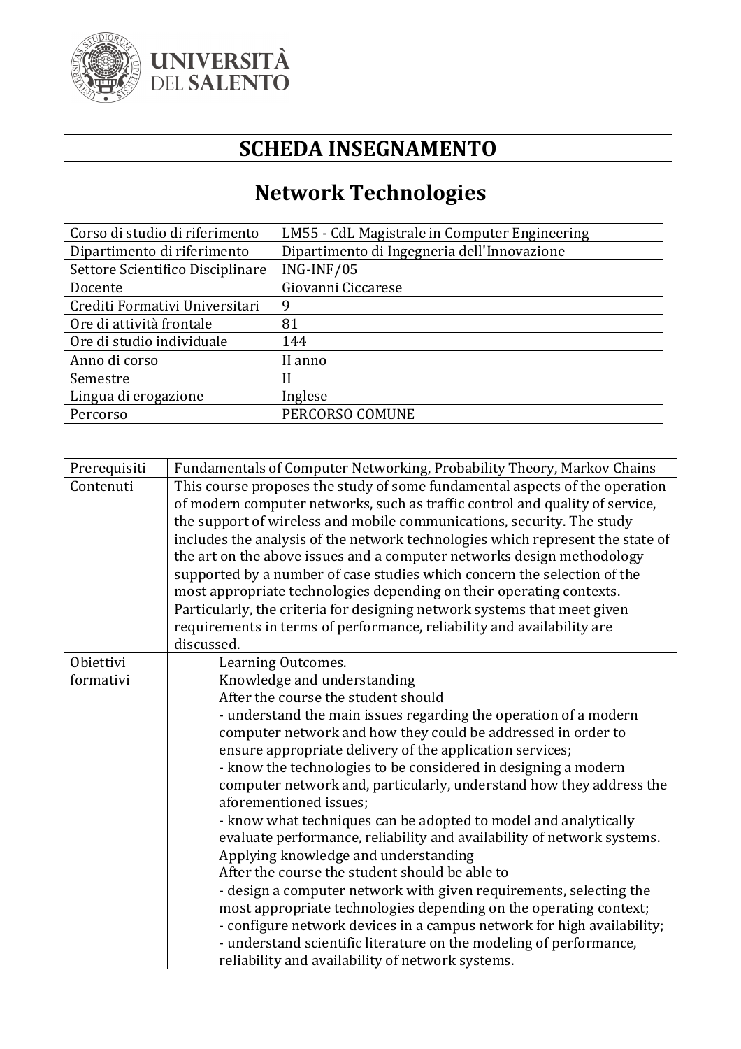# SCHEDA INSEGNAMENTO

## Network Technologies

| Corso di studio di riferimento | LM55 - CdL Magistrale in Computer Engineering |
|---|---|
| Dipartimento di riferimento | Dipartimento di Ingegneria dell'Innovazione |
| Settore Scientifico Disciplinare | ING-INF/05 |
| Docente | Giovanni Ciccarese |
| Crediti Formativi Universitari | 9 |
| Ore di attività frontale | 81 |
| Ore di studio individuale | 144 |
| Anno di corso | II anno |
| Semestre | II |
| Lingua di erogazione | Inglese |
| Percorso | PERCORSO COMUNE |

| Prerequisiti | Fundamentals of Computer Networking, Probability Theory, Markov Chains |
|---|---|
| Contenuti | This course proposes the study of some fundamental aspects of the operation of modern computer networks, such as traffic control and quality of service, the support of wireless and mobile communications, security. The study includes the analysis of the network technologies which represent the state of the art on the above issues and a computer networks design methodology supported by a number of case studies which concern the selection of the most appropriate technologies depending on their operating contexts. Particularly, the criteria for designing network systems that meet given requirements in terms of performance, reliability and availability are discussed. |
| Obiettivi formativi | Learning Outcomes.<br>Knowledge and understanding<br>After the course the student should<br>- understand the main issues regarding the operation of a modern computer network and how they could be addressed in order to ensure appropriate delivery of the application services;<br>- know the technologies to be considered in designing a modern computer network and, particularly, understand how they address the aforementioned issues;<br>- know what techniques can be adopted to model and analytically evaluate performance, reliability and availability of network systems.<br>Applying knowledge and understanding<br>After the course the student should be able to<br>- design a computer network with given requirements, selecting the most appropriate technologies depending on the operating context;<br>- configure network devices in a campus network for high availability;<br>- understand scientific literature on the modeling of performance, reliability and availability of network systems. |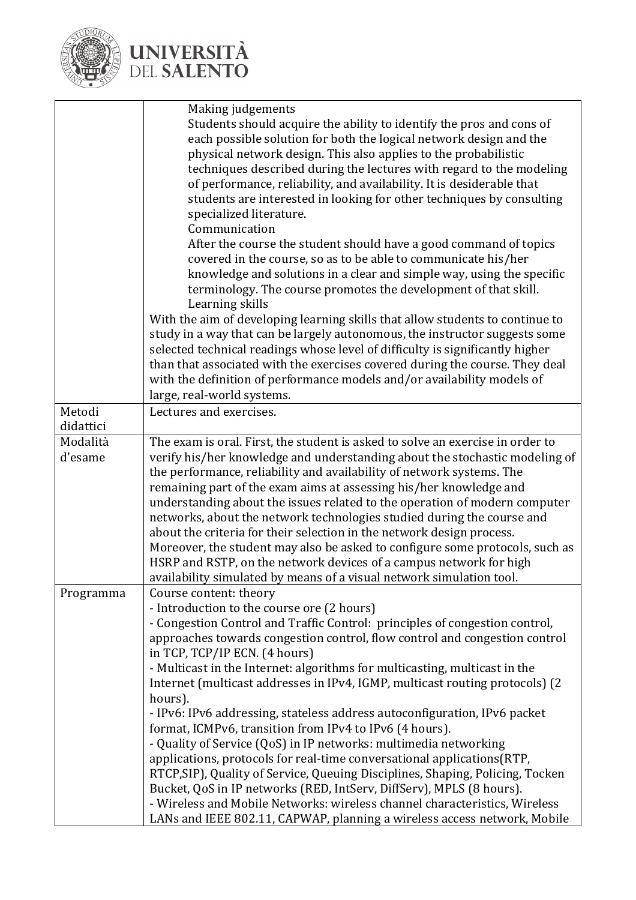| | |
|---|---|
| | Making judgements<br>Students should acquire the ability to identify the pros and cons of each possible solution for both the logical network design and the physical network design. This also applies to the probabilistic techniques described during the lectures with regard to the modeling of performance, reliability, and availability. It is desiderable that students are interested in looking for other techniques by consulting specialized literature.<br>Communication<br>After the course the student should have a good command of topics covered in the course, so as to be able to communicate his/her knowledge and solutions in a clear and simple way, using the specific terminology. The course promotes the development of that skill.<br>Learning skills<br>With the aim of developing learning skills that allow students to continue to study in a way that can be largely autonomous, the instructor suggests some selected technical readings whose level of difficulty is significantly higher than that associated with the exercises covered during the course. They deal with the definition of performance models and/or availability models of large, real-world systems. |
| Metodi didattici | Lectures and exercises. |
| Modalità d'esame | The exam is oral. First, the student is asked to solve an exercise in order to verify his/her knowledge and understanding about the stochastic modeling of the performance, reliability and availability of network systems. The remaining part of the exam aims at assessing his/her knowledge and understanding about the issues related to the operation of modern computer networks, about the network technologies studied during the course and about the criteria for their selection in the network design process. Moreover, the student may also be asked to configure some protocols, such as HSRP and RSTP, on the network devices of a campus network for high availability simulated by means of a visual network simulation tool. |
| Programma | Course content: theory<br>- Introduction to the course ore (2 hours)<br>- Congestion Control and Traffic Control: principles of congestion control, approaches towards congestion control, flow control and congestion control in TCP, TCP/IP ECN. (4 hours)<br>- Multicast in the Internet: algorithms for multicasting, multicast in the Internet (multicast addresses in IPv4, IGMP, multicast routing protocols) (2 hours).<br>- IPv6: IPv6 addressing, stateless address autoconfiguration, IPv6 packet format, ICMPv6, transition from IPv4 to IPv6 (4 hours).<br>- Quality of Service (QoS) in IP networks: multimedia networking applications, protocols for real-time conversational applications(RTP, RTCP,SIP), Quality of Service, Queuing Disciplines, Shaping, Policing, Tocken Bucket, QoS in IP networks (RED, IntServ, DiffServ), MPLS (8 hours).<br>- Wireless and Mobile Networks: wireless channel characteristics, Wireless LANs and IEEE 802.11, CAPWAP, planning a wireless access network, Mobile |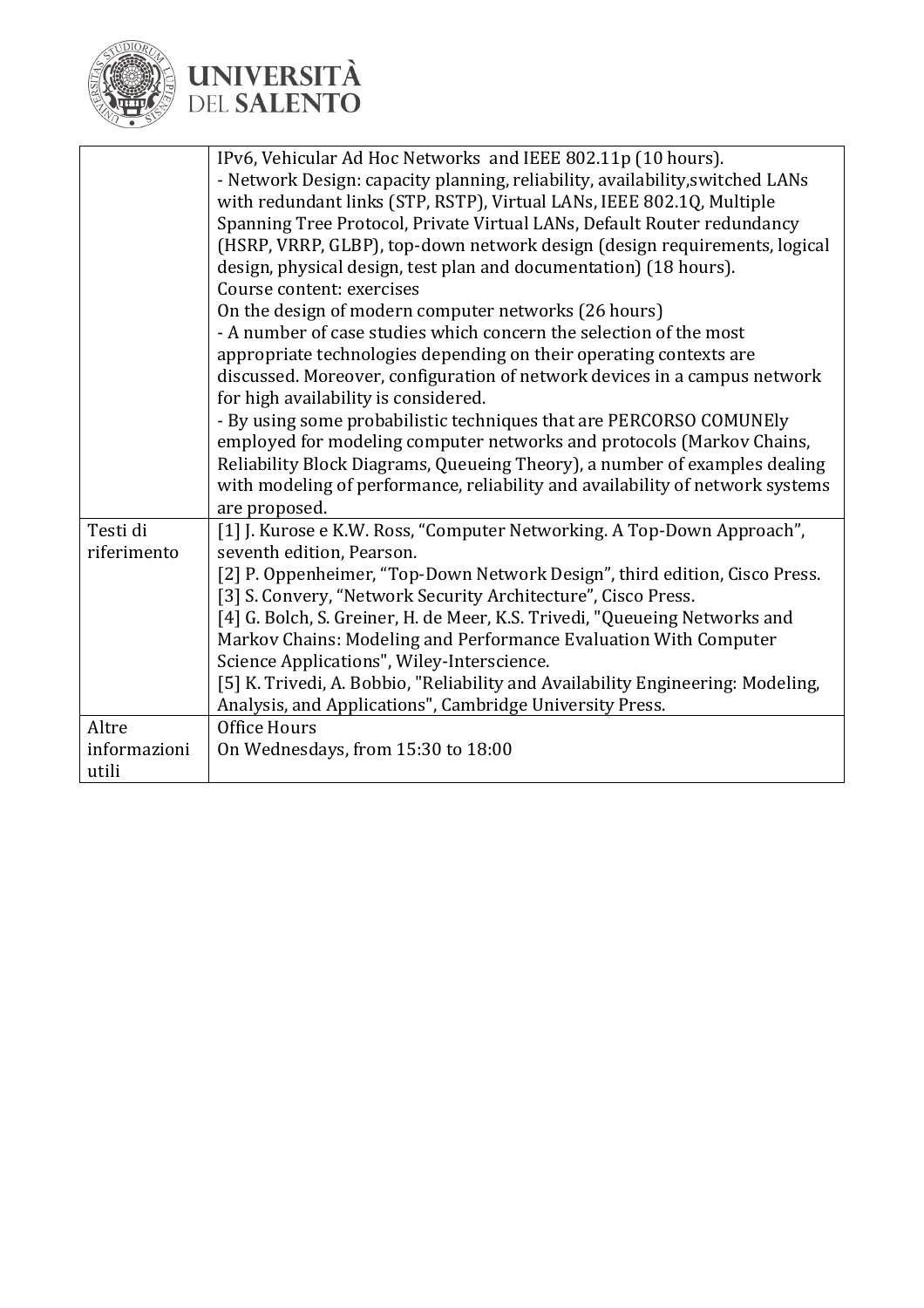| | |
|---|---|
| | IPv6, Vehicular Ad Hoc Networks and IEEE 802.11p (10 hours).<br>- Network Design: capacity planning, reliability, availability,switched LANs with redundant links (STP, RSTP), Virtual LANs, IEEE 802.1Q, Multiple Spanning Tree Protocol, Private Virtual LANs, Default Router redundancy (HSRP, VRRP, GLBP), top-down network design (design requirements, logical design, physical design, test plan and documentation) (18 hours).<br>Course content: exercises<br>On the design of modern computer networks (26 hours)<br>- A number of case studies which concern the selection of the most appropriate technologies depending on their operating contexts are discussed. Moreover, configuration of network devices in a campus network for high availability is considered.<br>- By using some probabilistic techniques that are PERCORSO COMUNEly employed for modeling computer networks and protocols (Markov Chains, Reliability Block Diagrams, Queueing Theory), a number of examples dealing with modeling of performance, reliability and availability of network systems are proposed. |
| Testi di riferimento | [1] J. Kurose e K.W. Ross, "Computer Networking. A Top-Down Approach", seventh edition, Pearson.<br>[2] P. Oppenheimer, "Top-Down Network Design", third edition, Cisco Press.<br>[3] S. Convery, "Network Security Architecture", Cisco Press.<br>[4] G. Bolch, S. Greiner, H. de Meer, K.S. Trivedi, "Queueing Networks and Markov Chains: Modeling and Performance Evaluation With Computer Science Applications", Wiley-Interscience.<br>[5] K. Trivedi, A. Bobbio, "Reliability and Availability Engineering: Modeling, Analysis, and Applications", Cambridge University Press. |
| Altre informazioni utili | Office Hours<br>On Wednesdays, from 15:30 to 18:00 |